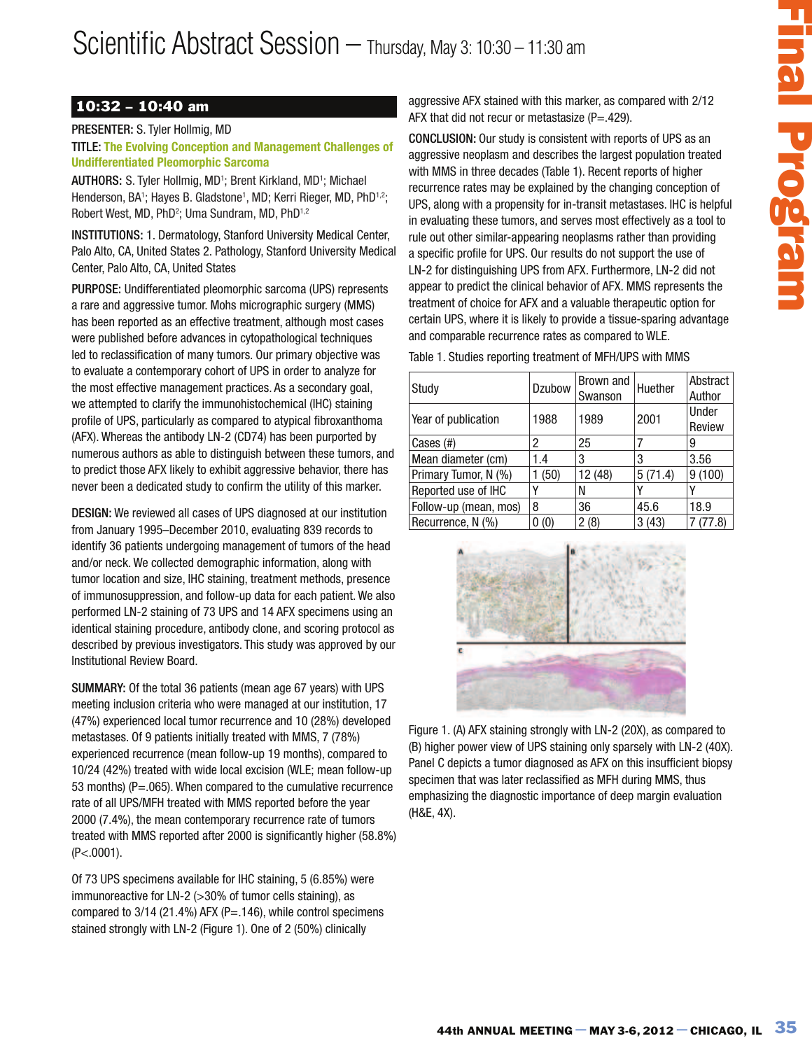# Scientific Abstract Session — Thursday, May 3: 10:30 – 11:30 am

## 10:32 – 10:40 am

**PRESENTER:** S. Tyler Hollmig, MD

**TITLE:** **The Evolving Conception and Management Challenges of Undifferentiated Pleomorphic Sarcoma**

**AUTHORS:** S. Tyler Hollmig, MD[1]; Brent Kirkland, MD[1]; Michael Henderson, BA[1]; Hayes B. Gladstone[1], MD; Kerri Rieger, MD, PhD[1,2]; Robert West, MD, PhD[2]; Uma Sundram, MD, PhD[1,2]

**INSTITUTIONS:** 1. Dermatology, Stanford University Medical Center, Palo Alto, CA, United States 2. Pathology, Stanford University Medical Center, Palo Alto, CA, United States

**PURPOSE:** Undifferentiated pleomorphic sarcoma (UPS) represents a rare and aggressive tumor. Mohs micrographic surgery (MMS) has been reported as an effective treatment, although most cases were published before advances in cytopathological techniques led to reclassification of many tumors. Our primary objective was to evaluate a contemporary cohort of UPS in order to analyze for the most effective management practices. As a secondary goal, we attempted to clarify the immunohistochemical (IHC) staining profile of UPS, particularly as compared to atypical fibroxanthoma (AFX). Whereas the antibody LN-2 (CD74) has been purported by numerous authors as able to distinguish between these tumors, and to predict those AFX likely to exhibit aggressive behavior, there has never been a dedicated study to confirm the utility of this marker.

**DESIGN:** We reviewed all cases of UPS diagnosed at our institution from January 1995–December 2010, evaluating 839 records to identify 36 patients undergoing management of tumors of the head and/or neck. We collected demographic information, along with tumor location and size, IHC staining, treatment methods, presence of immunosuppression, and follow-up data for each patient. We also performed LN-2 staining of 73 UPS and 14 AFX specimens using an identical staining procedure, antibody clone, and scoring protocol as described by previous investigators. This study was approved by our Institutional Review Board.

**SUMMARY:** Of the total 36 patients (mean age 67 years) with UPS meeting inclusion criteria who were managed at our institution, 17 (47%) experienced local tumor recurrence and 10 (28%) developed metastases. Of 9 patients initially treated with MMS, 7 (78%) experienced recurrence (mean follow-up 19 months), compared to 10/24 (42%) treated with wide local excision (WLE; mean follow-up 53 months) (P=.065). When compared to the cumulative recurrence rate of all UPS/MFH treated with MMS reported before the year 2000 (7.4%), the mean contemporary recurrence rate of tumors treated with MMS reported after 2000 is significantly higher (58.8%) (P<.0001).

Of 73 UPS specimens available for IHC staining, 5 (6.85%) were immunoreactive for LN-2 (>30% of tumor cells staining), as compared to 3/14 (21.4%) AFX (P=.146), while control specimens stained strongly with LN-2 (Figure 1). One of 2 (50%) clinically aggressive AFX stained with this marker, as compared with 2/12 AFX that did not recur or metastasize (P=.429).

**CONCLUSION:** Our study is consistent with reports of UPS as an aggressive neoplasm and describes the largest population treated with MMS in three decades (Table 1). Recent reports of higher recurrence rates may be explained by the changing conception of UPS, along with a propensity for in-transit metastases. IHC is helpful in evaluating these tumors, and serves most effectively as a tool to rule out other similar-appearing neoplasms rather than providing a specific profile for UPS. Our results do not support the use of LN-2 for distinguishing UPS from AFX. Furthermore, LN-2 did not appear to predict the clinical behavior of AFX. MMS represents the treatment of choice for AFX and a valuable therapeutic option for certain UPS, where it is likely to provide a tissue-sparing advantage and comparable recurrence rates as compared to WLE.

Table 1. Studies reporting treatment of MFH/UPS with MMS

| Study | Dzubow | Brown and Swanson | Huether | Abstract Author |
|---|---|---|---|---|
| Year of publication | 1988 | 1989 | 2001 | Under Review |
| Cases (#) | 2 | 25 | 7 | 9 |
| Mean diameter (cm) | 1.4 | 3 | 3 | 3.56 |
| Primary Tumor, N (%) | 1 (50) | 12 (48) | 5 (71.4) | 9 (100) |
| Reported use of IHC | Y | N | Y | Y |
| Follow-up (mean, mos) | 8 | 36 | 45.6 | 18.9 |
| Recurrence, N (%) | 0 (0) | 2 (8) | 3 (43) | 7 (77.8) |

Figure 1. (A) AFX staining strongly with LN-2 (20X), as compared to (B) higher power view of UPS staining only sparsely with LN-2 (40X). Panel C depicts a tumor diagnosed as AFX on this insufficient biopsy specimen that was later reclassified as MFH during MMS, thus emphasizing the diagnostic importance of deep margin evaluation (H&E, 4X).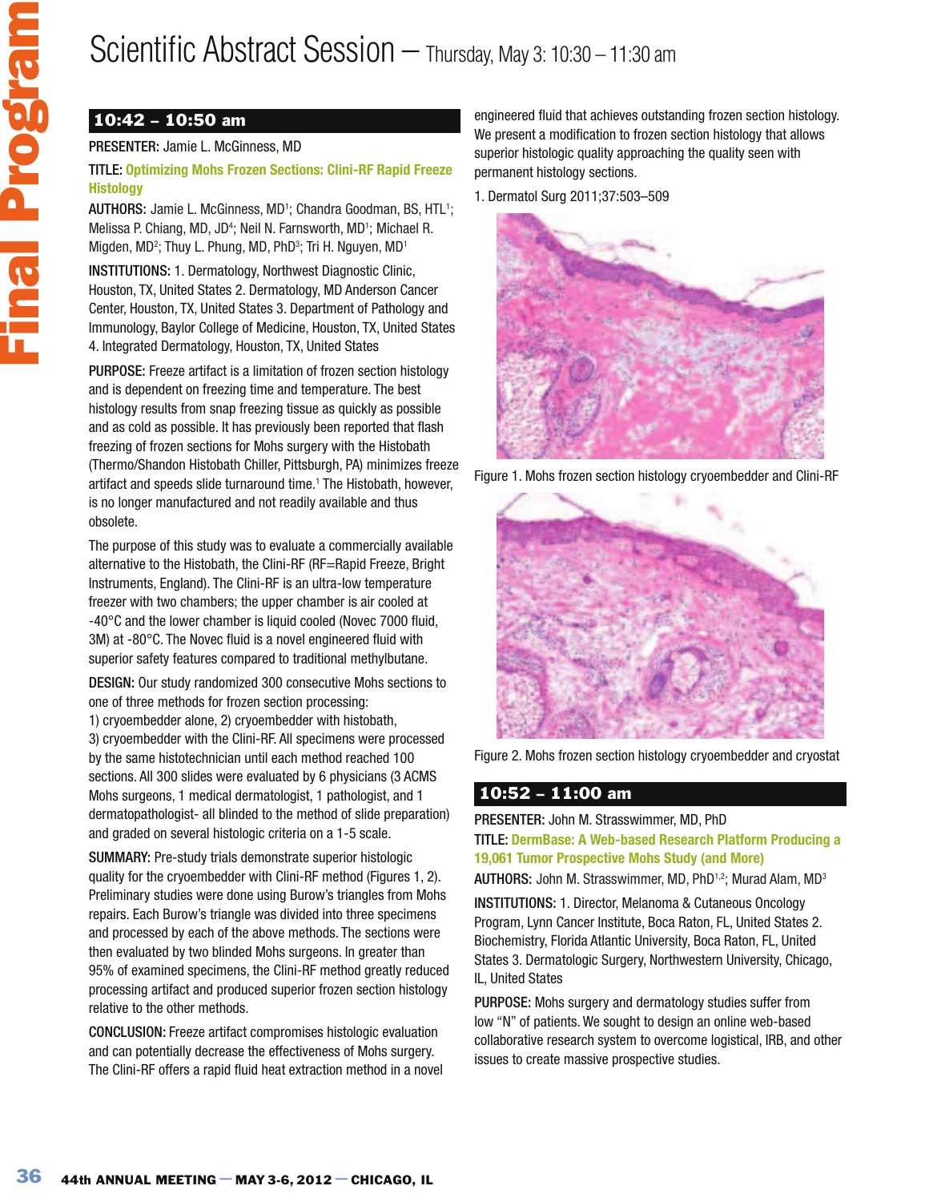# Scientific Abstract Session — Thursday, May 3: 10:30 – 11:30 am

## 10:42 – 10:50 am

**PRESENTER:** Jamie L. McGinness, MD

**TITLE:** **Optimizing Mohs Frozen Sections: Clini-RF Rapid Freeze Histology**

**AUTHORS:** Jamie L. McGinness, MD[1]; Chandra Goodman, BS, HTL[1]; Melissa P. Chiang, MD, JD[4]; Neil N. Farnsworth, MD[1]; Michael R. Migden, MD[2]; Thuy L. Phung, MD, PhD[3]; Tri H. Nguyen, MD[1]

**INSTITUTIONS:** 1. Dermatology, Northwest Diagnostic Clinic, Houston, TX, United States 2. Dermatology, MD Anderson Cancer Center, Houston, TX, United States 3. Department of Pathology and Immunology, Baylor College of Medicine, Houston, TX, United States 4. Integrated Dermatology, Houston, TX, United States

**PURPOSE:** Freeze artifact is a limitation of frozen section histology and is dependent on freezing time and temperature. The best histology results from snap freezing tissue as quickly as possible and as cold as possible. It has previously been reported that flash freezing of frozen sections for Mohs surgery with the Histobath (Thermo/Shandon Histobath Chiller, Pittsburgh, PA) minimizes freeze artifact and speeds slide turnaround time.[1] The Histobath, however, is no longer manufactured and not readily available and thus obsolete.

The purpose of this study was to evaluate a commercially available alternative to the Histobath, the Clini-RF (RF=Rapid Freeze, Bright Instruments, England). The Clini-RF is an ultra-low temperature freezer with two chambers; the upper chamber is air cooled at -40°C and the lower chamber is liquid cooled (Novec 7000 fluid, 3M) at -80°C. The Novec fluid is a novel engineered fluid with superior safety features compared to traditional methylbutane.

**DESIGN:** Our study randomized 300 consecutive Mohs sections to one of three methods for frozen section processing:
1) cryoembedder alone, 2) cryoembedder with histobath,
3) cryoembedder with the Clini-RF. All specimens were processed by the same histotechnician until each method reached 100 sections. All 300 slides were evaluated by 6 physicians (3 ACMS Mohs surgeons, 1 medical dermatologist, 1 pathologist, and 1 dermatopathologist- all blinded to the method of slide preparation) and graded on several histologic criteria on a 1-5 scale.

**SUMMARY:** Pre-study trials demonstrate superior histologic quality for the cryoembedder with Clini-RF method (Figures 1, 2). Preliminary studies were done using Burow's triangles from Mohs repairs. Each Burow's triangle was divided into three specimens and processed by each of the above methods. The sections were then evaluated by two blinded Mohs surgeons. In greater than 95% of examined specimens, the Clini-RF method greatly reduced processing artifact and produced superior frozen section histology relative to the other methods.

**CONCLUSION:** Freeze artifact compromises histologic evaluation and can potentially decrease the effectiveness of Mohs surgery. The Clini-RF offers a rapid fluid heat extraction method in a novel engineered fluid that achieves outstanding frozen section histology. We present a modification to frozen section histology that allows superior histologic quality approaching the quality seen with permanent histology sections.

1. Dermatol Surg 2011;37:503–509

Figure 1. Mohs frozen section histology cryoembedder and Clini-RF

Figure 2. Mohs frozen section histology cryoembedder and cryostat

## 10:52 – 11:00 am

**PRESENTER:** John M. Strasswimmer, MD, PhD

**TITLE:** **DermBase: A Web-based Research Platform Producing a 19,061 Tumor Prospective Mohs Study (and More)**

**AUTHORS:** John M. Strasswimmer, MD, PhD[1,2]; Murad Alam, MD[3]

**INSTITUTIONS:** 1. Director, Melanoma & Cutaneous Oncology Program, Lynn Cancer Institute, Boca Raton, FL, United States 2. Biochemistry, Florida Atlantic University, Boca Raton, FL, United States 3. Dermatologic Surgery, Northwestern University, Chicago, IL, United States

**PURPOSE:** Mohs surgery and dermatology studies suffer from low "N" of patients. We sought to design an online web-based collaborative research system to overcome logistical, IRB, and other issues to create massive prospective studies.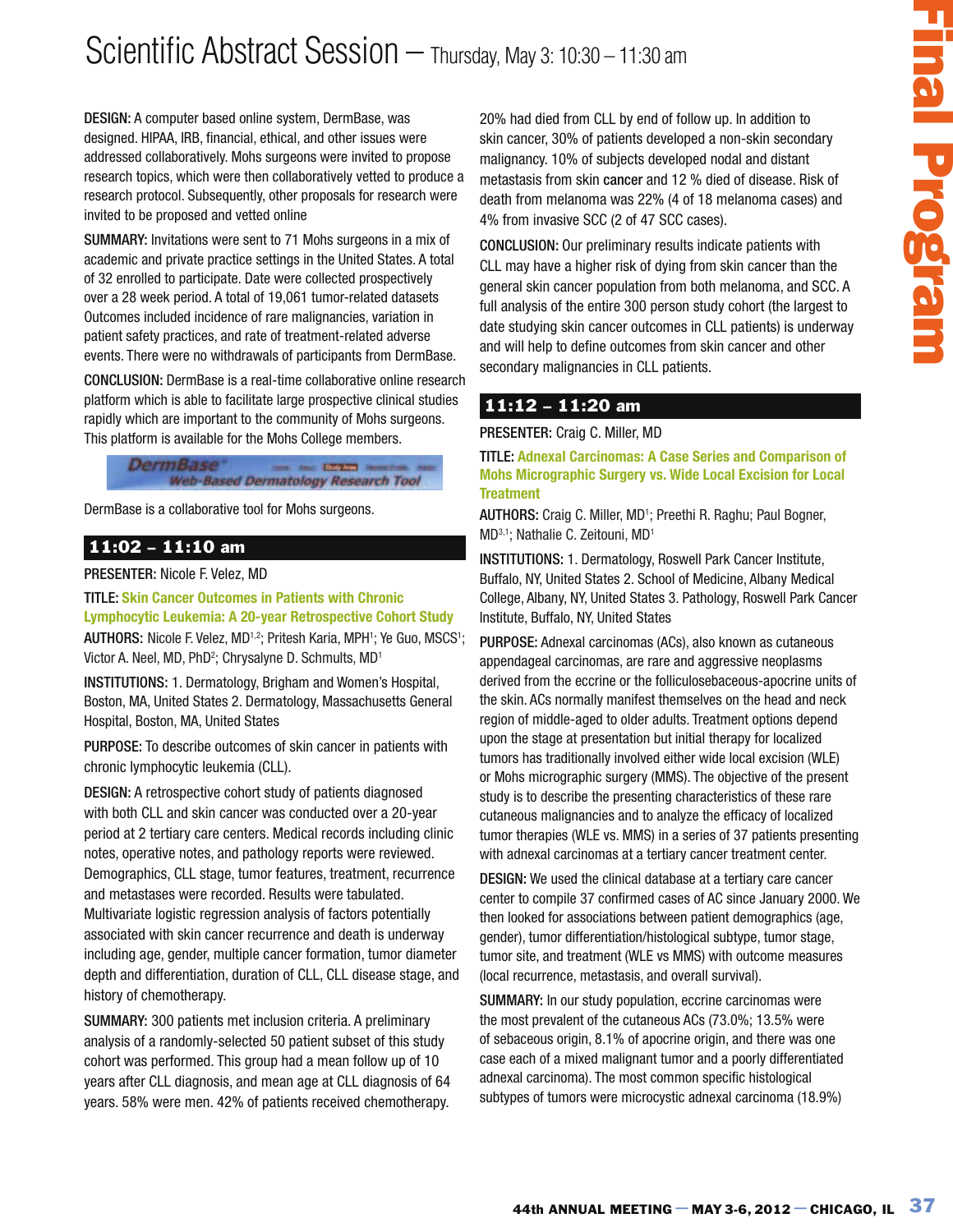# Scientific Abstract Session — Thursday, May 3: 10:30 – 11:30 am

**DESIGN:** A computer based online system, DermBase, was designed. HIPAA, IRB, financial, ethical, and other issues were addressed collaboratively. Mohs surgeons were invited to propose research topics, which were then collaboratively vetted to produce a research protocol. Subsequently, other proposals for research were invited to be proposed and vetted online

**SUMMARY:** Invitations were sent to 71 Mohs surgeons in a mix of academic and private practice settings in the United States. A total of 32 enrolled to participate. Date were collected prospectively over a 28 week period. A total of 19,061 tumor-related datasets Outcomes included incidence of rare malignancies, variation in patient safety practices, and rate of treatment-related adverse events. There were no withdrawals of participants from DermBase.

**CONCLUSION:** DermBase is a real-time collaborative online research platform which is able to facilitate large prospective clinical studies rapidly which are important to the community of Mohs surgeons. This platform is available for the Mohs College members.

DermBase is a collaborative tool for Mohs surgeons.

## 11:02 – 11:10 am

**PRESENTER:** Nicole F. Velez, MD

**TITLE:** **Skin Cancer Outcomes in Patients with Chronic Lymphocytic Leukemia: A 20-year Retrospective Cohort Study**

**AUTHORS:** Nicole F. Velez, MD[1,2]; Pritesh Karia, MPH[1]; Ye Guo, MSCS[1]; Victor A. Neel, MD, PhD[2]; Chrysalyne D. Schmults, MD[1]

**INSTITUTIONS:** 1. Dermatology, Brigham and Women's Hospital, Boston, MA, United States 2. Dermatology, Massachusetts General Hospital, Boston, MA, United States

**PURPOSE:** To describe outcomes of skin cancer in patients with chronic lymphocytic leukemia (CLL).

**DESIGN:** A retrospective cohort study of patients diagnosed with both CLL and skin cancer was conducted over a 20-year period at 2 tertiary care centers. Medical records including clinic notes, operative notes, and pathology reports were reviewed. Demographics, CLL stage, tumor features, treatment, recurrence and metastases were recorded. Results were tabulated. Multivariate logistic regression analysis of factors potentially associated with skin cancer recurrence and death is underway including age, gender, multiple cancer formation, tumor diameter depth and differentiation, duration of CLL, CLL disease stage, and history of chemotherapy.

**SUMMARY:** 300 patients met inclusion criteria. A preliminary analysis of a randomly-selected 50 patient subset of this study cohort was performed. This group had a mean follow up of 10 years after CLL diagnosis, and mean age at CLL diagnosis of 64 years. 58% were men. 42% of patients received chemotherapy. 20% had died from CLL by end of follow up. In addition to skin cancer, 30% of patients developed a non-skin secondary malignancy. 10% of subjects developed nodal and distant metastasis from skin cancer and 12 % died of disease. Risk of death from melanoma was 22% (4 of 18 melanoma cases) and 4% from invasive SCC (2 of 47 SCC cases).

**CONCLUSION:** Our preliminary results indicate patients with CLL may have a higher risk of dying from skin cancer than the general skin cancer population from both melanoma, and SCC. A full analysis of the entire 300 person study cohort (the largest to date studying skin cancer outcomes in CLL patients) is underway and will help to define outcomes from skin cancer and other secondary malignancies in CLL patients.

## 11:12 – 11:20 am

**PRESENTER:** Craig C. Miller, MD

**TITLE:** **Adnexal Carcinomas: A Case Series and Comparison of Mohs Micrographic Surgery vs. Wide Local Excision for Local Treatment**

**AUTHORS:** Craig C. Miller, MD[1]; Preethi R. Raghu; Paul Bogner, MD[3,1]; Nathalie C. Zeitouni, MD[1]

**INSTITUTIONS:** 1. Dermatology, Roswell Park Cancer Institute, Buffalo, NY, United States 2. School of Medicine, Albany Medical College, Albany, NY, United States 3. Pathology, Roswell Park Cancer Institute, Buffalo, NY, United States

**PURPOSE:** Adnexal carcinomas (ACs), also known as cutaneous appendageal carcinomas, are rare and aggressive neoplasms derived from the eccrine or the folliculosebaceous-apocrine units of the skin. ACs normally manifest themselves on the head and neck region of middle-aged to older adults. Treatment options depend upon the stage at presentation but initial therapy for localized tumors has traditionally involved either wide local excision (WLE) or Mohs micrographic surgery (MMS). The objective of the present study is to describe the presenting characteristics of these rare cutaneous malignancies and to analyze the efficacy of localized tumor therapies (WLE vs. MMS) in a series of 37 patients presenting with adnexal carcinomas at a tertiary cancer treatment center.

**DESIGN:** We used the clinical database at a tertiary care cancer center to compile 37 confirmed cases of AC since January 2000. We then looked for associations between patient demographics (age, gender), tumor differentiation/histological subtype, tumor stage, tumor site, and treatment (WLE vs MMS) with outcome measures (local recurrence, metastasis, and overall survival).

**SUMMARY:** In our study population, eccrine carcinomas were the most prevalent of the cutaneous ACs (73.0%; 13.5% were of sebaceous origin, 8.1% of apocrine origin, and there was one case each of a mixed malignant tumor and a poorly differentiated adnexal carcinoma). The most common specific histological subtypes of tumors were microcystic adnexal carcinoma (18.9%)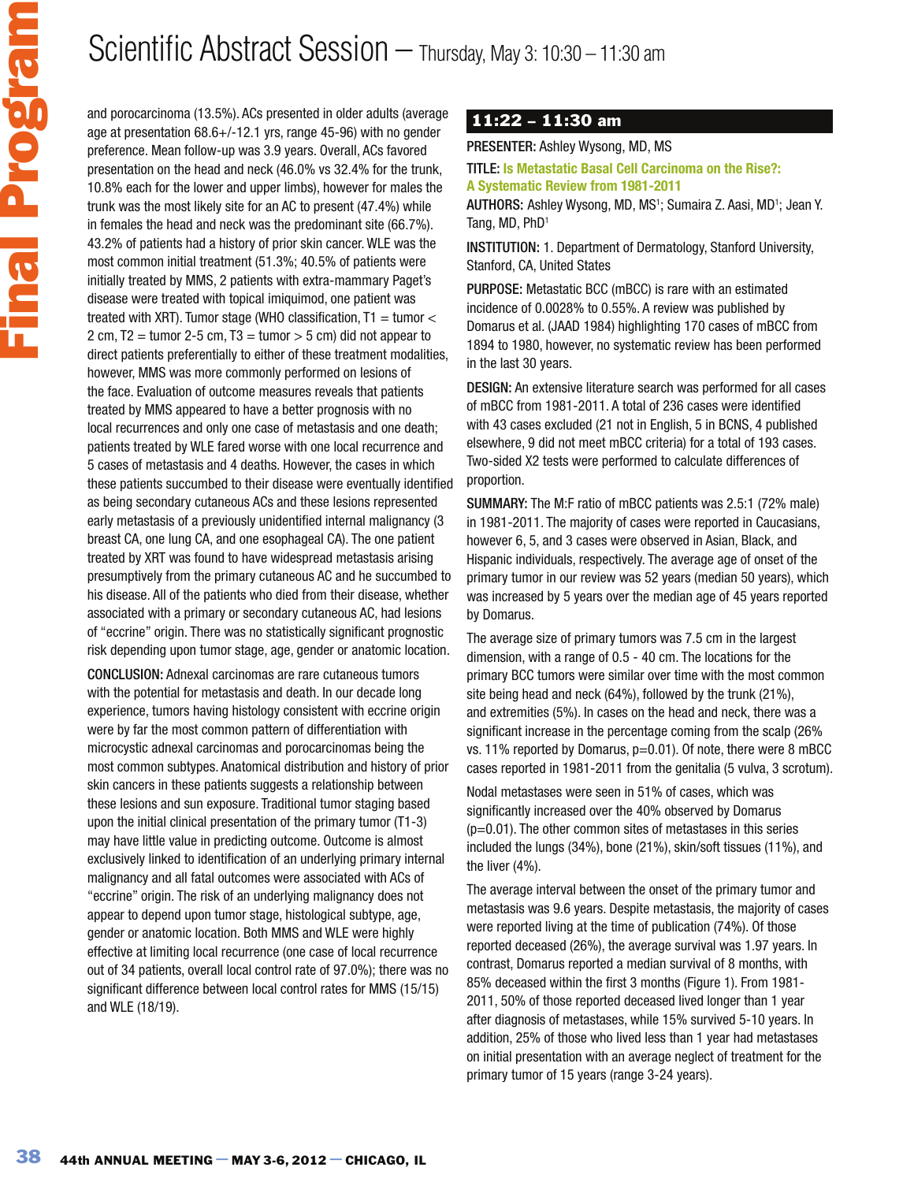# Scientific Abstract Session — Thursday, May 3: 10:30 – 11:30 am

and porocarcinoma (13.5%). ACs presented in older adults (average age at presentation 68.6+/-12.1 yrs, range 45-96) with no gender preference. Mean follow-up was 3.9 years. Overall, ACs favored presentation on the head and neck (46.0% vs 32.4% for the trunk, 10.8% each for the lower and upper limbs), however for males the trunk was the most likely site for an AC to present (47.4%) while in females the head and neck was the predominant site (66.7%). 43.2% of patients had a history of prior skin cancer. WLE was the most common initial treatment (51.3%; 40.5% of patients were initially treated by MMS, 2 patients with extra-mammary Paget's disease were treated with topical imiquimod, one patient was treated with XRT). Tumor stage (WHO classification, T1 = tumor < 2 cm, T2 = tumor 2-5 cm, T3 = tumor > 5 cm) did not appear to direct patients preferentially to either of these treatment modalities, however, MMS was more commonly performed on lesions of the face. Evaluation of outcome measures reveals that patients treated by MMS appeared to have a better prognosis with no local recurrences and only one case of metastasis and one death; patients treated by WLE fared worse with one local recurrence and 5 cases of metastasis and 4 deaths. However, the cases in which these patients succumbed to their disease were eventually identified as being secondary cutaneous ACs and these lesions represented early metastasis of a previously unidentified internal malignancy (3 breast CA, one lung CA, and one esophageal CA). The one patient treated by XRT was found to have widespread metastasis arising presumptively from the primary cutaneous AC and he succumbed to his disease. All of the patients who died from their disease, whether associated with a primary or secondary cutaneous AC, had lesions of "eccrine" origin. There was no statistically significant prognostic risk depending upon tumor stage, age, gender or anatomic location.

**CONCLUSION:** Adnexal carcinomas are rare cutaneous tumors with the potential for metastasis and death. In our decade long experience, tumors having histology consistent with eccrine origin were by far the most common pattern of differentiation with microcystic adnexal carcinomas and porocarcinomas being the most common subtypes. Anatomical distribution and history of prior skin cancers in these patients suggests a relationship between these lesions and sun exposure. Traditional tumor staging based upon the initial clinical presentation of the primary tumor (T1-3) may have little value in predicting outcome. Outcome is almost exclusively linked to identification of an underlying primary internal malignancy and all fatal outcomes were associated with ACs of "eccrine" origin. The risk of an underlying malignancy does not appear to depend upon tumor stage, histological subtype, age, gender or anatomic location. Both MMS and WLE were highly effective at limiting local recurrence (one case of local recurrence out of 34 patients, overall local control rate of 97.0%); there was no significant difference between local control rates for MMS (15/15) and WLE (18/19).

## 11:22 – 11:30 am

**PRESENTER:** Ashley Wysong, MD, MS

**TITLE:** Is Metastatic Basal Cell Carcinoma on the Rise?: A Systematic Review from 1981-2011

**AUTHORS:** Ashley Wysong, MD, MS[1]; Sumaira Z. Aasi, MD[1]; Jean Y. Tang, MD, PhD[1]

**INSTITUTION:** 1. Department of Dermatology, Stanford University, Stanford, CA, United States

**PURPOSE:** Metastatic BCC (mBCC) is rare with an estimated incidence of 0.0028% to 0.55%. A review was published by Domarus et al. (JAAD 1984) highlighting 170 cases of mBCC from 1894 to 1980, however, no systematic review has been performed in the last 30 years.

**DESIGN:** An extensive literature search was performed for all cases of mBCC from 1981-2011. A total of 236 cases were identified with 43 cases excluded (21 not in English, 5 in BCNS, 4 published elsewhere, 9 did not meet mBCC criteria) for a total of 193 cases. Two-sided X2 tests were performed to calculate differences of proportion.

**SUMMARY:** The M:F ratio of mBCC patients was 2.5:1 (72% male) in 1981-2011. The majority of cases were reported in Caucasians, however 6, 5, and 3 cases were observed in Asian, Black, and Hispanic individuals, respectively. The average age of onset of the primary tumor in our review was 52 years (median 50 years), which was increased by 5 years over the median age of 45 years reported by Domarus.

The average size of primary tumors was 7.5 cm in the largest dimension, with a range of 0.5 - 40 cm. The locations for the primary BCC tumors were similar over time with the most common site being head and neck (64%), followed by the trunk (21%), and extremities (5%). In cases on the head and neck, there was a significant increase in the percentage coming from the scalp (26% vs. 11% reported by Domarus, p=0.01). Of note, there were 8 mBCC cases reported in 1981-2011 from the genitalia (5 vulva, 3 scrotum).

Nodal metastases were seen in 51% of cases, which was significantly increased over the 40% observed by Domarus (p=0.01). The other common sites of metastases in this series included the lungs (34%), bone (21%), skin/soft tissues (11%), and the liver (4%).

The average interval between the onset of the primary tumor and metastasis was 9.6 years. Despite metastasis, the majority of cases were reported living at the time of publication (74%). Of those reported deceased (26%), the average survival was 1.97 years. In contrast, Domarus reported a median survival of 8 months, with 85% deceased within the first 3 months (Figure 1). From 1981-2011, 50% of those reported deceased lived longer than 1 year after diagnosis of metastases, while 15% survived 5-10 years. In addition, 25% of those who lived less than 1 year had metastases on initial presentation with an average neglect of treatment for the primary tumor of 15 years (range 3-24 years).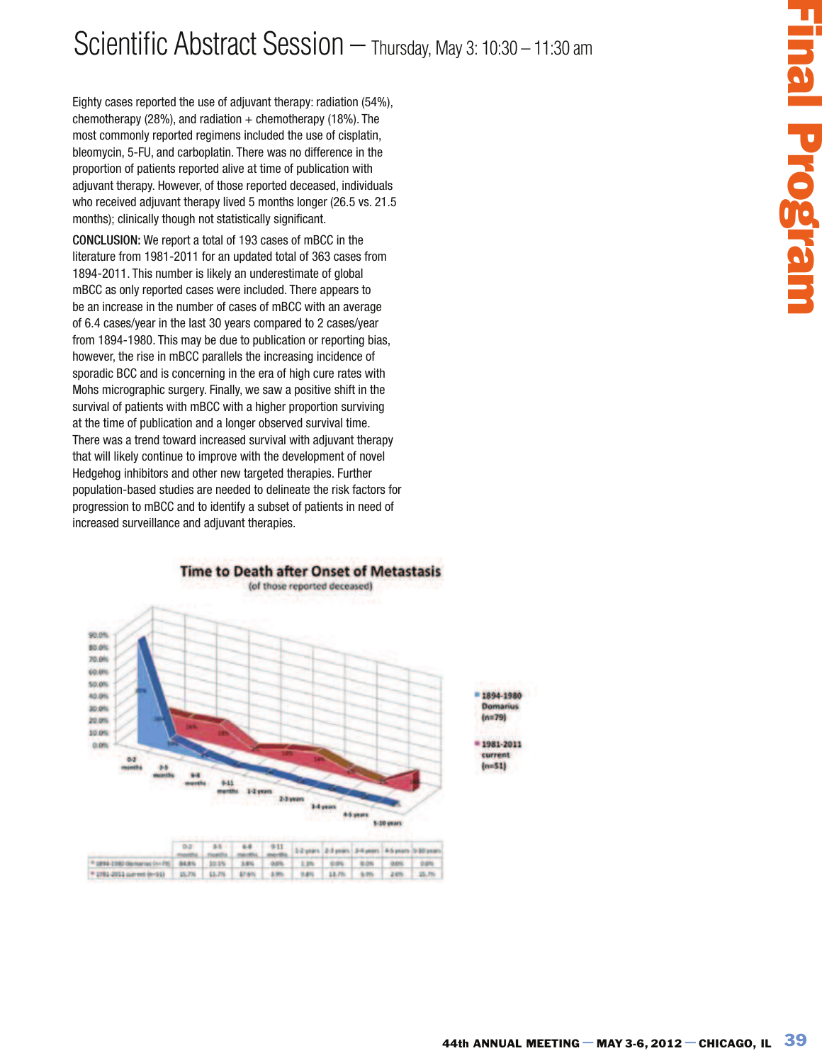# Scientific Abstract Session – Thursday, May 3: 10:30 – 11:30 am

Eighty cases reported the use of adjuvant therapy: radiation (54%), chemotherapy (28%), and radiation + chemotherapy (18%). The most commonly reported regimens included the use of cisplatin, bleomycin, 5-FU, and carboplatin. There was no difference in the proportion of patients reported alive at time of publication with adjuvant therapy. However, of those reported deceased, individuals who received adjuvant therapy lived 5 months longer (26.5 vs. 21.5 months); clinically though not statistically significant.

**CONCLUSION:** We report a total of 193 cases of mBCC in the literature from 1981-2011 for an updated total of 363 cases from 1894-2011. This number is likely an underestimate of global mBCC as only reported cases were included. There appears to be an increase in the number of cases of mBCC with an average of 6.4 cases/year in the last 30 years compared to 2 cases/year from 1894-1980. This may be due to publication or reporting bias, however, the rise in mBCC parallels the increasing incidence of sporadic BCC and is concerning in the era of high cure rates with Mohs micrographic surgery. Finally, we saw a positive shift in the survival of patients with mBCC with a higher proportion surviving at the time of publication and a longer observed survival time. There was a trend toward increased survival with adjuvant therapy that will likely continue to improve with the development of novel Hedgehog inhibitors and other new targeted therapies. Further population-based studies are needed to delineate the risk factors for progression to mBCC and to identify a subset of patients in need of increased surveillance and adjuvant therapies.

**Time to Death after Onset of Metastasis**
(of those reported deceased)

|  | 0-2 months | 3-5 months | 6-8 months | 9-11 months | 1-2 years | 2-3 years | 3-4 years | 4-5 years | 5-10 years |
|---|---|---|---|---|---|---|---|---|---|
| 1894-1980 Domarius (n=79) | 84.8% | 10.1% | 3.8% | 0.0% | 1.3% | 0.0% | 0.0% | 0.0% | 0.0% |
| 1981-2011 current (n=51) | 15.7% | 11.7% | 17.6% | 3.9% | 9.8% | 13.7% | 5.9% | 2.0% | 15.7% |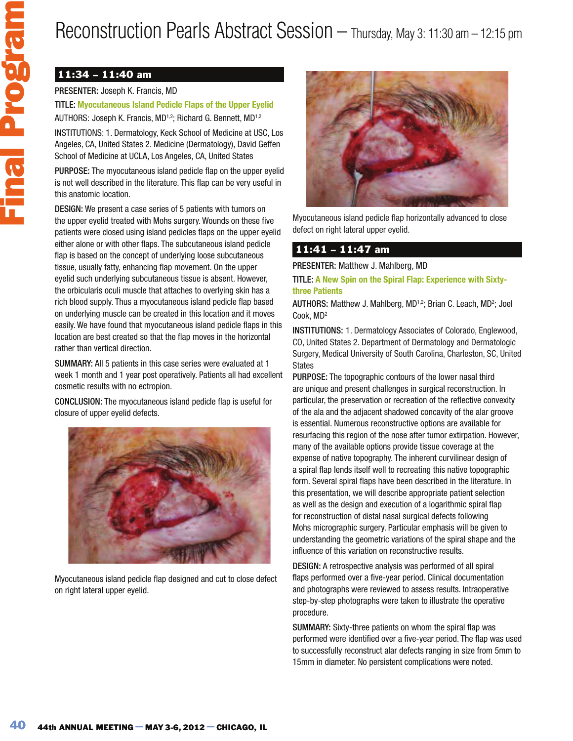# Reconstruction Pearls Abstract Session — Thursday, May 3: 11:30 am – 12:15 pm

## 11:34 – 11:40 am

PRESENTER: Joseph K. Francis, MD

TITLE: **Myocutaneous Island Pedicle Flaps of the Upper Eyelid**

AUTHORS: Joseph K. Francis, MD[1,2]; Richard G. Bennett, MD[1,2]

INSTITUTIONS: 1. Dermatology, Keck School of Medicine at USC, Los Angeles, CA, United States 2. Medicine (Dermatology), David Geffen School of Medicine at UCLA, Los Angeles, CA, United States

PURPOSE: The myocutaneous island pedicle flap on the upper eyelid is not well described in the literature. This flap can be very useful in this anatomic location.

DESIGN: We present a case series of 5 patients with tumors on the upper eyelid treated with Mohs surgery. Wounds on these five patients were closed using island pedicles flaps on the upper eyelid either alone or with other flaps. The subcutaneous island pedicle flap is based on the concept of underlying loose subcutaneous tissue, usually fatty, enhancing flap movement. On the upper eyelid such underlying subcutaneous tissue is absent. However, the orbicularis oculi muscle that attaches to overlying skin has a rich blood supply. Thus a myocutaneous island pedicle flap based on underlying muscle can be created in this location and it moves easily. We have found that myocutaneous island pedicle flaps in this location are best created so that the flap moves in the horizontal rather than vertical direction.

SUMMARY: All 5 patients in this case series were evaluated at 1 week 1 month and 1 year post operatively. Patients all had excellent cosmetic results with no ectropion.

CONCLUSION: The myocutaneous island pedicle flap is useful for closure of upper eyelid defects.

Myocutaneous island pedicle flap designed and cut to close defect on right lateral upper eyelid.

Myocutaneous island pedicle flap horizontally advanced to close defect on right lateral upper eyelid.

## 11:41 – 11:47 am

PRESENTER: Matthew J. Mahlberg, MD

TITLE: **A New Spin on the Spiral Flap: Experience with Sixty-three Patients**

AUTHORS: Matthew J. Mahlberg, MD[1,2]; Brian C. Leach, MD[2]; Joel Cook, MD[2]

INSTITUTIONS: 1. Dermatology Associates of Colorado, Englewood, CO, United States 2. Department of Dermatology and Dermatologic Surgery, Medical University of South Carolina, Charleston, SC, United States

PURPOSE: The topographic contours of the lower nasal third are unique and present challenges in surgical reconstruction. In particular, the preservation or recreation of the reflective convexity of the ala and the adjacent shadowed concavity of the alar groove is essential. Numerous reconstructive options are available for resurfacing this region of the nose after tumor extirpation. However, many of the available options provide tissue coverage at the expense of native topography. The inherent curvilinear design of a spiral flap lends itself well to recreating this native topographic form. Several spiral flaps have been described in the literature. In this presentation, we will describe appropriate patient selection as well as the design and execution of a logarithmic spiral flap for reconstruction of distal nasal surgical defects following Mohs micrographic surgery. Particular emphasis will be given to understanding the geometric variations of the spiral shape and the influence of this variation on reconstructive results.

DESIGN: A retrospective analysis was performed of all spiral flaps performed over a five-year period. Clinical documentation and photographs were reviewed to assess results. Intraoperative step-by-step photographs were taken to illustrate the operative procedure.

SUMMARY: Sixty-three patients on whom the spiral flap was performed were identified over a five-year period. The flap was used to successfully reconstruct alar defects ranging in size from 5mm to 15mm in diameter. No persistent complications were noted.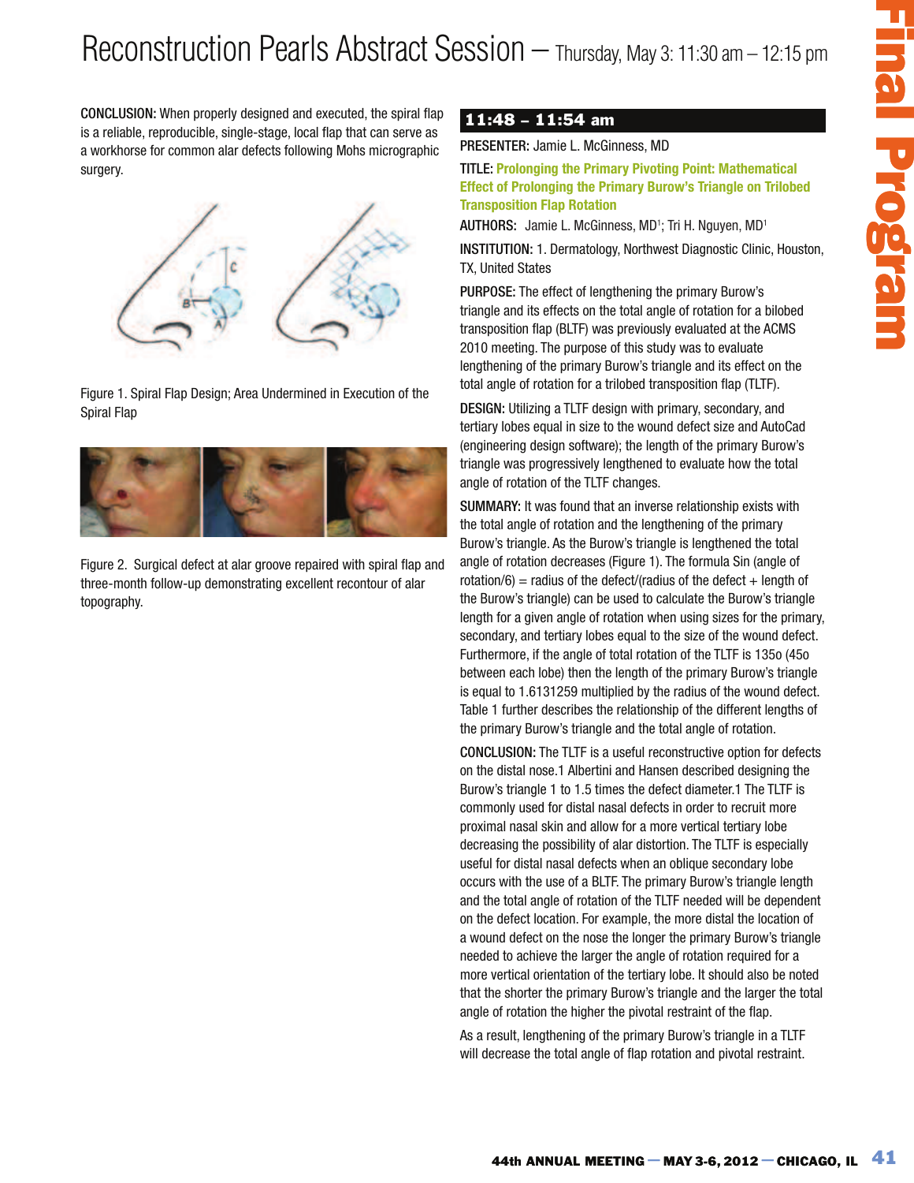# Reconstruction Pearls Abstract Session – Thursday, May 3: 11:30 am – 12:15 pm

**CONCLUSION:** When properly designed and executed, the spiral flap is a reliable, reproducible, single-stage, local flap that can serve as a workhorse for common alar defects following Mohs micrographic surgery.

Figure 1. Spiral Flap Design; Area Undermined in Execution of the Spiral Flap

Figure 2. Surgical defect at alar groove repaired with spiral flap and three-month follow-up demonstrating excellent recontour of alar topography.

## 11:48 – 11:54 am

**PRESENTER:** Jamie L. McGinness, MD

**TITLE:** **Prolonging the Primary Pivoting Point: Mathematical Effect of Prolonging the Primary Burow's Triangle on Trilobed Transposition Flap Rotation**

**AUTHORS:** Jamie L. McGinness, MD[1]; Tri H. Nguyen, MD[1]

**INSTITUTION:** 1. Dermatology, Northwest Diagnostic Clinic, Houston, TX, United States

**PURPOSE:** The effect of lengthening the primary Burow's triangle and its effects on the total angle of rotation for a bilobed transposition flap (BLTF) was previously evaluated at the ACMS 2010 meeting. The purpose of this study was to evaluate lengthening of the primary Burow's triangle and its effect on the total angle of rotation for a trilobed transposition flap (TLTF).

**DESIGN:** Utilizing a TLTF design with primary, secondary, and tertiary lobes equal in size to the wound defect size and AutoCad (engineering design software); the length of the primary Burow's triangle was progressively lengthened to evaluate how the total angle of rotation of the TLTF changes.

**SUMMARY:** It was found that an inverse relationship exists with the total angle of rotation and the lengthening of the primary Burow's triangle. As the Burow's triangle is lengthened the total angle of rotation decreases (Figure 1). The formula Sin (angle of rotation/6) = radius of the defect/(radius of the defect + length of the Burow's triangle) can be used to calculate the Burow's triangle length for a given angle of rotation when using sizes for the primary, secondary, and tertiary lobes equal to the size of the wound defect. Furthermore, if the angle of total rotation of the TLTF is 135o (45o between each lobe) then the length of the primary Burow's triangle is equal to 1.6131259 multiplied by the radius of the wound defect. Table 1 further describes the relationship of the different lengths of the primary Burow's triangle and the total angle of rotation.

**CONCLUSION:** The TLTF is a useful reconstructive option for defects on the distal nose.1 Albertini and Hansen described designing the Burow's triangle 1 to 1.5 times the defect diameter.1 The TLTF is commonly used for distal nasal defects in order to recruit more proximal nasal skin and allow for a more vertical tertiary lobe decreasing the possibility of alar distortion. The TLTF is especially useful for distal nasal defects when an oblique secondary lobe occurs with the use of a BLTF. The primary Burow's triangle length and the total angle of rotation of the TLTF needed will be dependent on the defect location. For example, the more distal the location of a wound defect on the nose the longer the primary Burow's triangle needed to achieve the larger the angle of rotation required for a more vertical orientation of the tertiary lobe. It should also be noted that the shorter the primary Burow's triangle and the larger the total angle of rotation the higher the pivotal restraint of the flap.

As a result, lengthening of the primary Burow's triangle in a TLTF will decrease the total angle of flap rotation and pivotal restraint.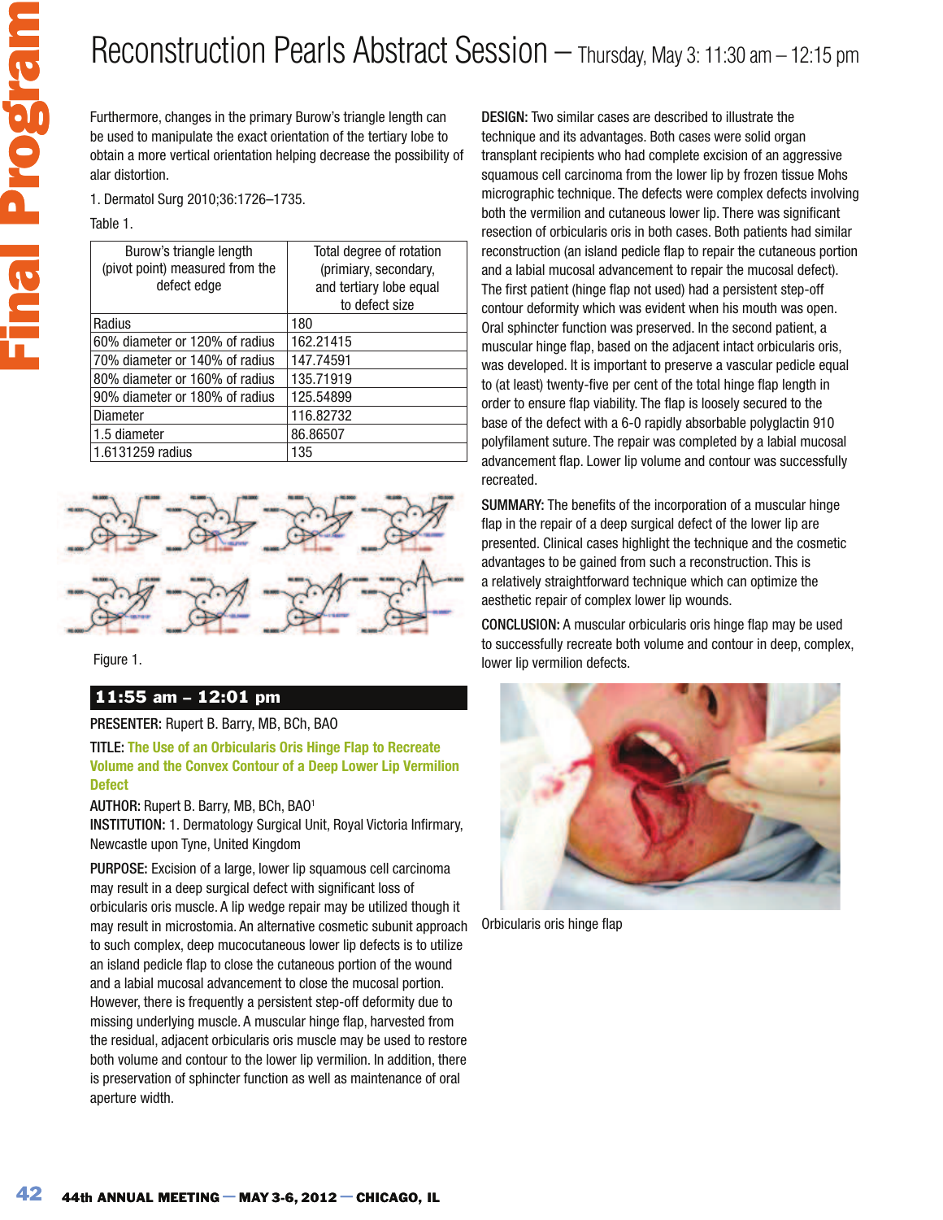# Reconstruction Pearls Abstract Session – Thursday, May 3: 11:30 am – 12:15 pm

Furthermore, changes in the primary Burow's triangle length can be used to manipulate the exact orientation of the tertiary lobe to obtain a more vertical orientation helping decrease the possibility of alar distortion.

1. Dermatol Surg 2010;36:1726–1735.

Table 1.

| Burow's triangle length (pivot point) measured from the defect edge | Total degree of rotation (primiary, secondary, and tertiary lobe equal to defect size |
|---|---|
| Radius | 180 |
| 60% diameter or 120% of radius | 162.21415 |
| 70% diameter or 140% of radius | 147.74591 |
| 80% diameter or 160% of radius | 135.71919 |
| 90% diameter or 180% of radius | 125.54899 |
| Diameter | 116.82732 |
| 1.5 diameter | 86.86507 |
| 1.6131259 radius | 135 |

Figure 1.

## 11:55 am – 12:01 pm

PRESENTER: Rupert B. Barry, MB, BCh, BAO

TITLE: **The Use of an Orbicularis Oris Hinge Flap to Recreate Volume and the Convex Contour of a Deep Lower Lip Vermilion Defect**

AUTHOR: Rupert B. Barry, MB, BCh, BAO[1]

INSTITUTION: 1. Dermatology Surgical Unit, Royal Victoria Infirmary, Newcastle upon Tyne, United Kingdom

PURPOSE: Excision of a large, lower lip squamous cell carcinoma may result in a deep surgical defect with significant loss of orbicularis oris muscle. A lip wedge repair may be utilized though it may result in microstomia. An alternative cosmetic subunit approach to such complex, deep mucocutaneous lower lip defects is to utilize an island pedicle flap to close the cutaneous portion of the wound and a labial mucosal advancement to close the mucosal portion. However, there is frequently a persistent step-off deformity due to missing underlying muscle. A muscular hinge flap, harvested from the residual, adjacent orbicularis oris muscle may be used to restore both volume and contour to the lower lip vermilion. In addition, there is preservation of sphincter function as well as maintenance of oral aperture width.

DESIGN: Two similar cases are described to illustrate the technique and its advantages. Both cases were solid organ transplant recipients who had complete excision of an aggressive squamous cell carcinoma from the lower lip by frozen tissue Mohs micrographic technique. The defects were complex defects involving both the vermilion and cutaneous lower lip. There was significant resection of orbicularis oris in both cases. Both patients had similar reconstruction (an island pedicle flap to repair the cutaneous portion and a labial mucosal advancement to repair the mucosal defect). The first patient (hinge flap not used) had a persistent step-off contour deformity which was evident when his mouth was open. Oral sphincter function was preserved. In the second patient, a muscular hinge flap, based on the adjacent intact orbicularis oris, was developed. It is important to preserve a vascular pedicle equal to (at least) twenty-five per cent of the total hinge flap length in order to ensure flap viability. The flap is loosely secured to the base of the defect with a 6-0 rapidly absorbable polyglactin 910 polyfilament suture. The repair was completed by a labial mucosal advancement flap. Lower lip volume and contour was successfully recreated.

SUMMARY: The benefits of the incorporation of a muscular hinge flap in the repair of a deep surgical defect of the lower lip are presented. Clinical cases highlight the technique and the cosmetic advantages to be gained from such a reconstruction. This is a relatively straightforward technique which can optimize the aesthetic repair of complex lower lip wounds.

CONCLUSION: A muscular orbicularis oris hinge flap may be used to successfully recreate both volume and contour in deep, complex, lower lip vermilion defects.

Orbicularis oris hinge flap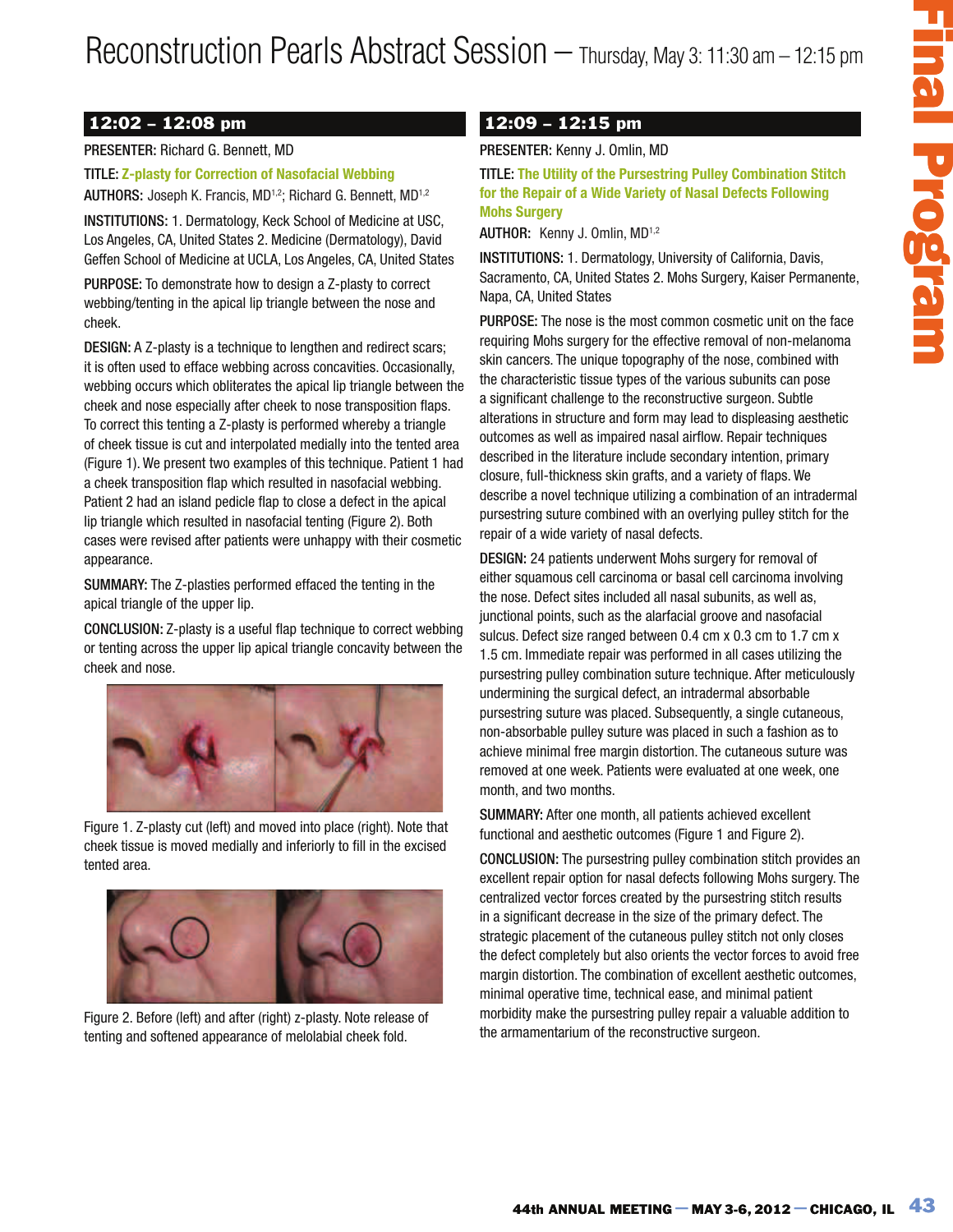# Reconstruction Pearls Abstract Session — Thursday, May 3: 11:30 am – 12:15 pm

## 12:02 – 12:08 pm

PRESENTER: Richard G. Bennett, MD

TITLE: **Z-plasty for Correction of Nasofacial Webbing**

AUTHORS: Joseph K. Francis, MD[1,2]; Richard G. Bennett, MD[1,2]

INSTITUTIONS: 1. Dermatology, Keck School of Medicine at USC, Los Angeles, CA, United States 2. Medicine (Dermatology), David Geffen School of Medicine at UCLA, Los Angeles, CA, United States

PURPOSE: To demonstrate how to design a Z-plasty to correct webbing/tenting in the apical lip triangle between the nose and cheek.

DESIGN: A Z-plasty is a technique to lengthen and redirect scars; it is often used to efface webbing across concavities. Occasionally, webbing occurs which obliterates the apical lip triangle between the cheek and nose especially after cheek to nose transposition flaps. To correct this tenting a Z-plasty is performed whereby a triangle of cheek tissue is cut and interpolated medially into the tented area (Figure 1). We present two examples of this technique. Patient 1 had a cheek transposition flap which resulted in nasofacial webbing. Patient 2 had an island pedicle flap to close a defect in the apical lip triangle which resulted in nasofacial tenting (Figure 2). Both cases were revised after patients were unhappy with their cosmetic appearance.

SUMMARY: The Z-plasties performed effaced the tenting in the apical triangle of the upper lip.

CONCLUSION: Z-plasty is a useful flap technique to correct webbing or tenting across the upper lip apical triangle concavity between the cheek and nose.

Figure 1. Z-plasty cut (left) and moved into place (right). Note that cheek tissue is moved medially and inferiorly to fill in the excised tented area.

Figure 2. Before (left) and after (right) z-plasty. Note release of tenting and softened appearance of melolabial cheek fold.

## 12:09 – 12:15 pm

PRESENTER: Kenny J. Omlin, MD

TITLE: **The Utility of the Pursestring Pulley Combination Stitch for the Repair of a Wide Variety of Nasal Defects Following Mohs Surgery**

AUTHOR: Kenny J. Omlin, MD[1,2]

INSTITUTIONS: 1. Dermatology, University of California, Davis, Sacramento, CA, United States 2. Mohs Surgery, Kaiser Permanente, Napa, CA, United States

PURPOSE: The nose is the most common cosmetic unit on the face requiring Mohs surgery for the effective removal of non-melanoma skin cancers. The unique topography of the nose, combined with the characteristic tissue types of the various subunits can pose a significant challenge to the reconstructive surgeon. Subtle alterations in structure and form may lead to displeasing aesthetic outcomes as well as impaired nasal airflow. Repair techniques described in the literature include secondary intention, primary closure, full-thickness skin grafts, and a variety of flaps. We describe a novel technique utilizing a combination of an intradermal pursestring suture combined with an overlying pulley stitch for the repair of a wide variety of nasal defects.

DESIGN: 24 patients underwent Mohs surgery for removal of either squamous cell carcinoma or basal cell carcinoma involving the nose. Defect sites included all nasal subunits, as well as, junctional points, such as the alarfacial groove and nasofacial sulcus. Defect size ranged between 0.4 cm x 0.3 cm to 1.7 cm x 1.5 cm. Immediate repair was performed in all cases utilizing the pursestring pulley combination suture technique. After meticulously undermining the surgical defect, an intradermal absorbable pursestring suture was placed. Subsequently, a single cutaneous, non-absorbable pulley suture was placed in such a fashion as to achieve minimal free margin distortion. The cutaneous suture was removed at one week. Patients were evaluated at one week, one month, and two months.

SUMMARY: After one month, all patients achieved excellent functional and aesthetic outcomes (Figure 1 and Figure 2).

CONCLUSION: The pursestring pulley combination stitch provides an excellent repair option for nasal defects following Mohs surgery. The centralized vector forces created by the pursestring stitch results in a significant decrease in the size of the primary defect. The strategic placement of the cutaneous pulley stitch not only closes the defect completely but also orients the vector forces to avoid free margin distortion. The combination of excellent aesthetic outcomes, minimal operative time, technical ease, and minimal patient morbidity make the pursestring pulley repair a valuable addition to the armamentarium of the reconstructive surgeon.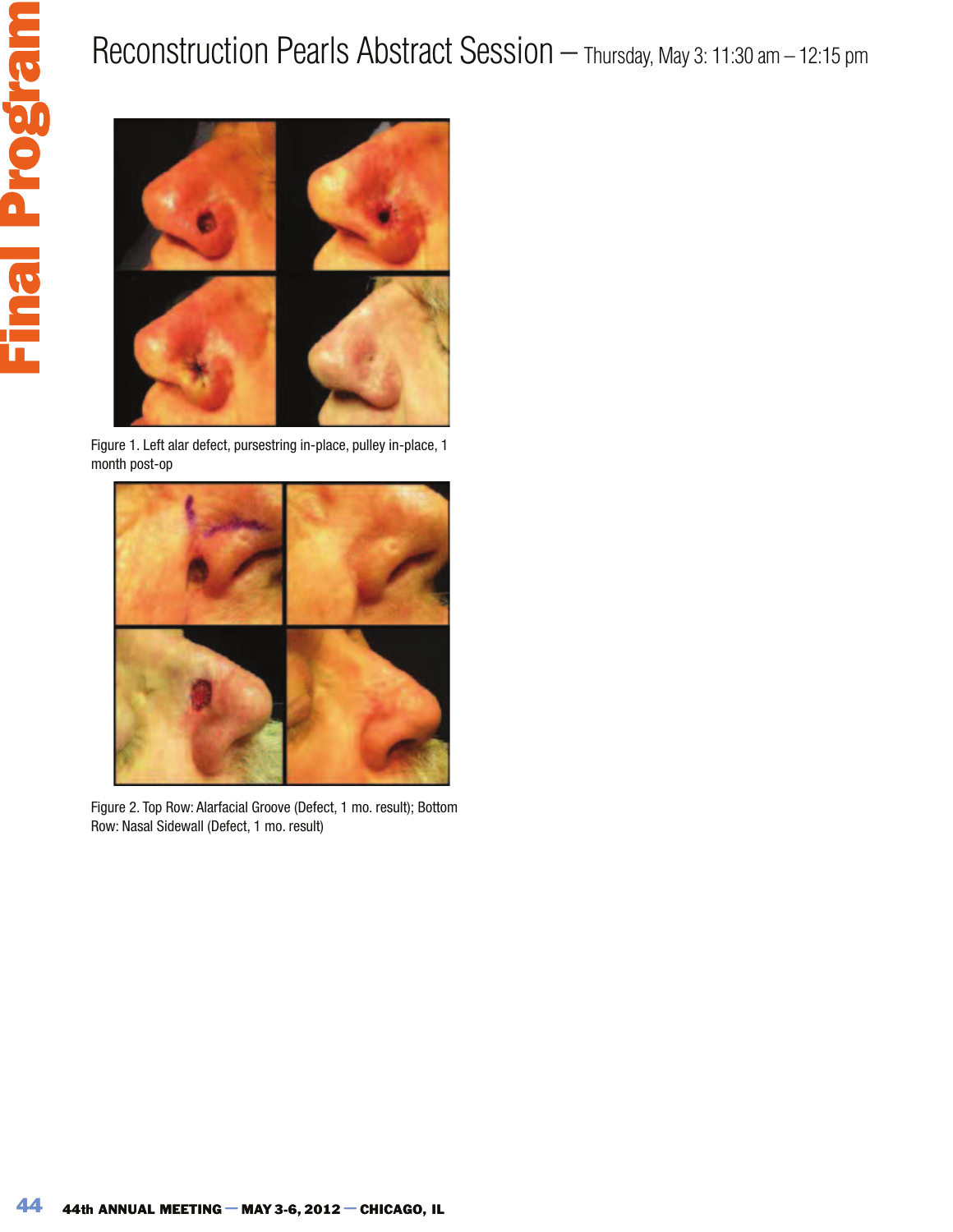# Reconstruction Pearls Abstract Session – Thursday, May 3: 11:30 am – 12:15 pm

Figure 1. Left alar defect, pursestring in-place, pulley in-place, 1 month post-op

Figure 2. Top Row: Alarfacial Groove (Defect, 1 mo. result); Bottom Row: Nasal Sidewall (Defect, 1 mo. result)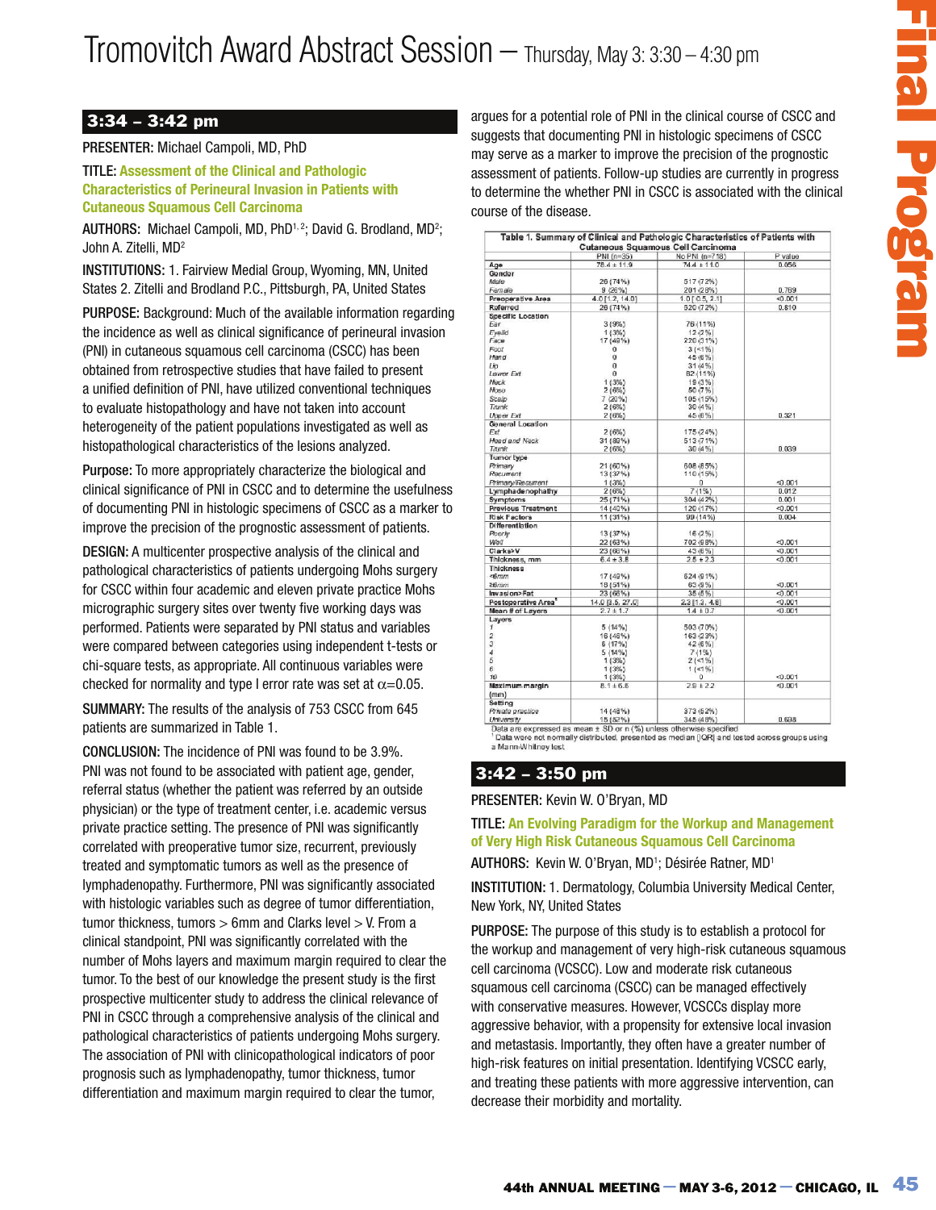# Tromovitch Award Abstract Session — Thursday, May 3: 3:30 – 4:30 pm

## 3:34 – 3:42 pm

**PRESENTER:** Michael Campoli, MD, PhD

**TITLE:** **Assessment of the Clinical and Pathologic Characteristics of Perineural Invasion in Patients with Cutaneous Squamous Cell Carcinoma**

**AUTHORS:** Michael Campoli, MD, PhD[1, 2]; David G. Brodland, MD[2]; John A. Zitelli, MD[2]

**INSTITUTIONS:** 1. Fairview Medial Group, Wyoming, MN, United States 2. Zitelli and Brodland P.C., Pittsburgh, PA, United States

**PURPOSE:** Background: Much of the available information regarding the incidence as well as clinical significance of perineural invasion (PNI) in cutaneous squamous cell carcinoma (CSCC) has been obtained from retrospective studies that have failed to present a unified definition of PNI, have utilized conventional techniques to evaluate histopathology and have not taken into account heterogeneity of the patient populations investigated as well as histopathological characteristics of the lesions analyzed.

**Purpose:** To more appropriately characterize the biological and clinical significance of PNI in CSCC and to determine the usefulness of documenting PNI in histologic specimens of CSCC as a marker to improve the precision of the prognostic assessment of patients.

**DESIGN:** A multicenter prospective analysis of the clinical and pathological characteristics of patients undergoing Mohs surgery for CSCC within four academic and eleven private practice Mohs micrographic surgery sites over twenty five working days was performed. Patients were separated by PNI status and variables were compared between categories using independent t-tests or chi-square tests, as appropriate. All continuous variables were checked for normality and type I error rate was set at $\alpha$=0.05.

**SUMMARY:** The results of the analysis of 753 CSCC from 645 patients are summarized in Table 1.

**CONCLUSION:** The incidence of PNI was found to be 3.9%. PNI was not found to be associated with patient age, gender, referral status (whether the patient was referred by an outside physician) or the type of treatment center, i.e. academic versus private practice setting. The presence of PNI was significantly correlated with preoperative tumor size, recurrent, previously treated and symptomatic tumors as well as the presence of lymphadenopathy. Furthermore, PNI was significantly associated with histologic variables such as degree of tumor differentiation, tumor thickness, tumors > 6mm and Clarks level > V. From a clinical standpoint, PNI was significantly correlated with the number of Mohs layers and maximum margin required to clear the tumor. To the best of our knowledge the present study is the first prospective multicenter study to address the clinical relevance of PNI in CSCC through a comprehensive analysis of the clinical and pathological characteristics of patients undergoing Mohs surgery. The association of PNI with clinicopathological indicators of poor prognosis such as lymphadenopathy, tumor thickness, tumor differentiation and maximum margin required to clear the tumor, argues for a potential role of PNI in the clinical course of CSCC and suggests that documenting PNI in histologic specimens of CSCC may serve as a marker to improve the precision of the prognostic assessment of patients. Follow-up studies are currently in progress to determine the whether PNI in CSCC is associated with the clinical course of the disease.

**Table 1. Summary of Clinical and Pathologic Characteristics of Patients with Cutaneous Squamous Cell Carcinoma**

| | PNI (n=35) | No PNI (n=718) | P value |
|---|---|---|---|
| Age | 78.4 ± 11.9 | 74.4 ± 11.0 | 0.056 |
| **Gender** | | | |
| *Male* | 26 (74%) | 517 (72%) | |
| *Female* | 9 (26%) | 201 (28%) | 0.769 |
| Preoperative Area | 4.0 [1.2, 14.0] | 1.0 [0.5, 2.1] | <0.001 |
| Referred | 26 (74%) | 520 (72%) | 0.810 |
| **Specific Location** | | | |
| *Ear* | 3 (9%) | 78 (11%) | |
| *Eyelid* | 1 (3%) | 12 (2%) | |
| *Face* | 17 (49%) | 220 (31%) | |
| *Foot* | 0 | 3 (<1%) | |
| *Hand* | 0 | 45 (6%) | |
| *Lip* | 0 | 31 (4%) | |
| *Lower Ext* | 0 | 82 (11%) | |
| *Neck* | 1 (3%) | 19 (3%) | |
| *Nose* | 2 (6%) | 50 (7%) | |
| *Scalp* | 7 (20%) | 105 (15%) | |
| *Trunk* | 2 (6%) | 30 (4%) | |
| *Upper Ext* | 2 (6%) | 45 (6%) | 0.321 |
| **General Location** | | | |
| *Ext* | 2 (6%) | 175 (24%) | |
| *Head and Neck* | 31 (89%) | 513 (71%) | |
| *Trunk* | 2 (6%) | 30 (4%) | 0.039 |
| **Tumor type** | | | |
| *Primary* | 21 (60%) | 608 (85%) | |
| *Recurrent* | 13 (37%) | 110 (15%) | |
| *Primary/Recurrent* | 1 (3%) | 0 | <0.001 |
| Lymphadenophathy | 2 (6%) | 7 (1%) | 0.012 |
| Symptoms | 25 (71%) | 304 (42%) | 0.001 |
| Previous Treatment | 14 (40%) | 120 (17%) | <0.001 |
| Risk Factors | 11 (31%) | 99 (14%) | 0.004 |
| **Differentiation** | | | |
| *Poorly* | 13 (37%) | 16 (2%) | |
| *Well* | 22 (63%) | 702 (98%) | <0.001 |
| Clarks>V | 23 (66%) | 43 (6%) | <0.001 |
| Thickness, mm | 6.4 ± 3.8 | 2.5 ± 2.3 | <0.001 |
| **Thickness** | | | |
| *<6mm* | 17 (49%) | 624 (91%) | |
| *≥6mm* | 18 (51%) | 63 (9%) | <0.001 |
| Invasion>Fat | 23 (66%) | 35 (5%) | <0.001 |
| Postoperative Area[1] | 14.0 [3.5, 27.0] | 2.3 [1.3, 4.8] | <0.001 |
| Mean # of Layers | 2.7 ± 1.7 | 1.4 ± 0.7 | <0.001 |
| **Layers** | | | |
| *1* | 5 (14%) | 503 (70%) | |
| *2* | 16 (46%) | 163 (23%) | |
| *3* | 6 (17%) | 42 (6%) | |
| *4* | 5 (14%) | 7 (1%) | |
| *5* | 1 (3%) | 2 (<1%) | |
| *6* | 1 (3%) | 1 (<1%) | |
| *10* | 1 (3%) | 0 | <0.001 |
| Maximum margin (mm) | 8.1 ± 6.8 | 2.9 ± 2.2 | <0.001 |
| **Setting** | | | |
| *Private practice* | 14 (48%) | 373 (52%) | |
| *University* | 15 (52%) | 345 (48%) | 0.698 |

Data are expressed as mean ± SD or n (%) unless otherwise specified
[1] Data were not normally distributed, presented as median [IQR] and tested across groups using a Mann-Whitney test

## 3:42 – 3:50 pm

**PRESENTER:** Kevin W. O'Bryan, MD

**TITLE:** **An Evolving Paradigm for the Workup and Management of Very High Risk Cutaneous Squamous Cell Carcinoma**

**AUTHORS:** Kevin W. O'Bryan, MD[1]; Désirée Ratner, MD[1]

**INSTITUTION:** 1. Dermatology, Columbia University Medical Center, New York, NY, United States

**PURPOSE:** The purpose of this study is to establish a protocol for the workup and management of very high-risk cutaneous squamous cell carcinoma (VCSCC). Low and moderate risk cutaneous squamous cell carcinoma (CSCC) can be managed effectively with conservative measures. However, VCSCCs display more aggressive behavior, with a propensity for extensive local invasion and metastasis. Importantly, they often have a greater number of high-risk features on initial presentation. Identifying VCSCC early, and treating these patients with more aggressive intervention, can decrease their morbidity and mortality.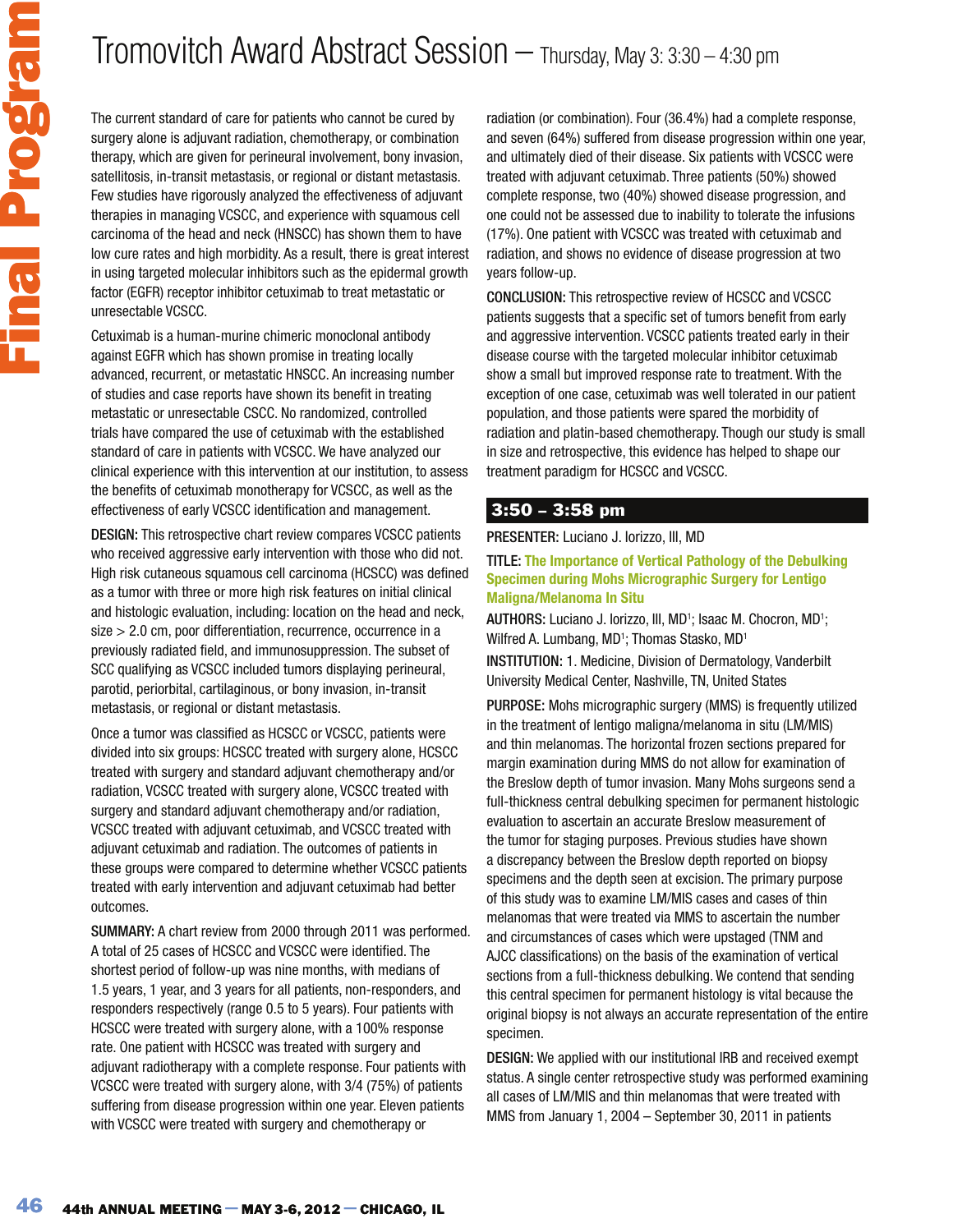# Tromovitch Award Abstract Session — Thursday, May 3: 3:30 – 4:30 pm

The current standard of care for patients who cannot be cured by surgery alone is adjuvant radiation, chemotherapy, or combination therapy, which are given for perineural involvement, bony invasion, satellitosis, in-transit metastasis, or regional or distant metastasis. Few studies have rigorously analyzed the effectiveness of adjuvant therapies in managing VCSCC, and experience with squamous cell carcinoma of the head and neck (HNSCC) has shown them to have low cure rates and high morbidity. As a result, there is great interest in using targeted molecular inhibitors such as the epidermal growth factor (EGFR) receptor inhibitor cetuximab to treat metastatic or unresectable VCSCC.

Cetuximab is a human-murine chimeric monoclonal antibody against EGFR which has shown promise in treating locally advanced, recurrent, or metastatic HNSCC. An increasing number of studies and case reports have shown its benefit in treating metastatic or unresectable CSCC. No randomized, controlled trials have compared the use of cetuximab with the established standard of care in patients with VCSCC. We have analyzed our clinical experience with this intervention at our institution, to assess the benefits of cetuximab monotherapy for VCSCC, as well as the effectiveness of early VCSCC identification and management.

**DESIGN:** This retrospective chart review compares VCSCC patients who received aggressive early intervention with those who did not. High risk cutaneous squamous cell carcinoma (HCSCC) was defined as a tumor with three or more high risk features on initial clinical and histologic evaluation, including: location on the head and neck, size > 2.0 cm, poor differentiation, recurrence, occurrence in a previously radiated field, and immunosuppression. The subset of SCC qualifying as VCSCC included tumors displaying perineural, parotid, periorbital, cartilaginous, or bony invasion, in-transit metastasis, or regional or distant metastasis.

Once a tumor was classified as HCSCC or VCSCC, patients were divided into six groups: HCSCC treated with surgery alone, HCSCC treated with surgery and standard adjuvant chemotherapy and/or radiation, VCSCC treated with surgery alone, VCSCC treated with surgery and standard adjuvant chemotherapy and/or radiation, VCSCC treated with adjuvant cetuximab, and VCSCC treated with adjuvant cetuximab and radiation. The outcomes of patients in these groups were compared to determine whether VCSCC patients treated with early intervention and adjuvant cetuximab had better outcomes.

**SUMMARY:** A chart review from 2000 through 2011 was performed. A total of 25 cases of HCSCC and VCSCC were identified. The shortest period of follow-up was nine months, with medians of 1.5 years, 1 year, and 3 years for all patients, non-responders, and responders respectively (range 0.5 to 5 years). Four patients with HCSCC were treated with surgery alone, with a 100% response rate. One patient with HCSCC was treated with surgery and adjuvant radiotherapy with a complete response. Four patients with VCSCC were treated with surgery alone, with 3/4 (75%) of patients suffering from disease progression within one year. Eleven patients with VCSCC were treated with surgery and chemotherapy or radiation (or combination). Four (36.4%) had a complete response, and seven (64%) suffered from disease progression within one year, and ultimately died of their disease. Six patients with VCSCC were treated with adjuvant cetuximab. Three patients (50%) showed complete response, two (40%) showed disease progression, and one could not be assessed due to inability to tolerate the infusions (17%). One patient with VCSCC was treated with cetuximab and radiation, and shows no evidence of disease progression at two years follow-up.

**CONCLUSION:** This retrospective review of HCSCC and VCSCC patients suggests that a specific set of tumors benefit from early and aggressive intervention. VCSCC patients treated early in their disease course with the targeted molecular inhibitor cetuximab show a small but improved response rate to treatment. With the exception of one case, cetuximab was well tolerated in our patient population, and those patients were spared the morbidity of radiation and platin-based chemotherapy. Though our study is small in size and retrospective, this evidence has helped to shape our treatment paradigm for HCSCC and VCSCC.

## 3:50 – 3:58 pm

**PRESENTER:** Luciano J. Iorizzo, III, MD

**TITLE:** **The Importance of Vertical Pathology of the Debulking Specimen during Mohs Micrographic Surgery for Lentigo Maligna/Melanoma In Situ**

**AUTHORS:** Luciano J. Iorizzo, III, MD[1]; Isaac M. Chocron, MD[1]; Wilfred A. Lumbang, MD[1]; Thomas Stasko, MD[1]

**INSTITUTION:** 1. Medicine, Division of Dermatology, Vanderbilt University Medical Center, Nashville, TN, United States

**PURPOSE:** Mohs micrographic surgery (MMS) is frequently utilized in the treatment of lentigo maligna/melanoma in situ (LM/MIS) and thin melanomas. The horizontal frozen sections prepared for margin examination during MMS do not allow for examination of the Breslow depth of tumor invasion. Many Mohs surgeons send a full-thickness central debulking specimen for permanent histologic evaluation to ascertain an accurate Breslow measurement of the tumor for staging purposes. Previous studies have shown a discrepancy between the Breslow depth reported on biopsy specimens and the depth seen at excision. The purpose of this study was to examine LM/MIS cases and cases of thin melanomas that were treated via MMS to ascertain the number and circumstances of cases which were upstaged (TNM and AJCC classifications) on the basis of the examination of vertical sections from a full-thickness debulking. We contend that sending this central specimen for permanent histology is vital because the original biopsy is not always an accurate representation of the entire specimen.

**DESIGN:** We applied with our institutional IRB and received exempt status. A single center retrospective study was performed examining all cases of LM/MIS and thin melanomas that were treated with MMS from January 1, 2004 – September 30, 2011 in patients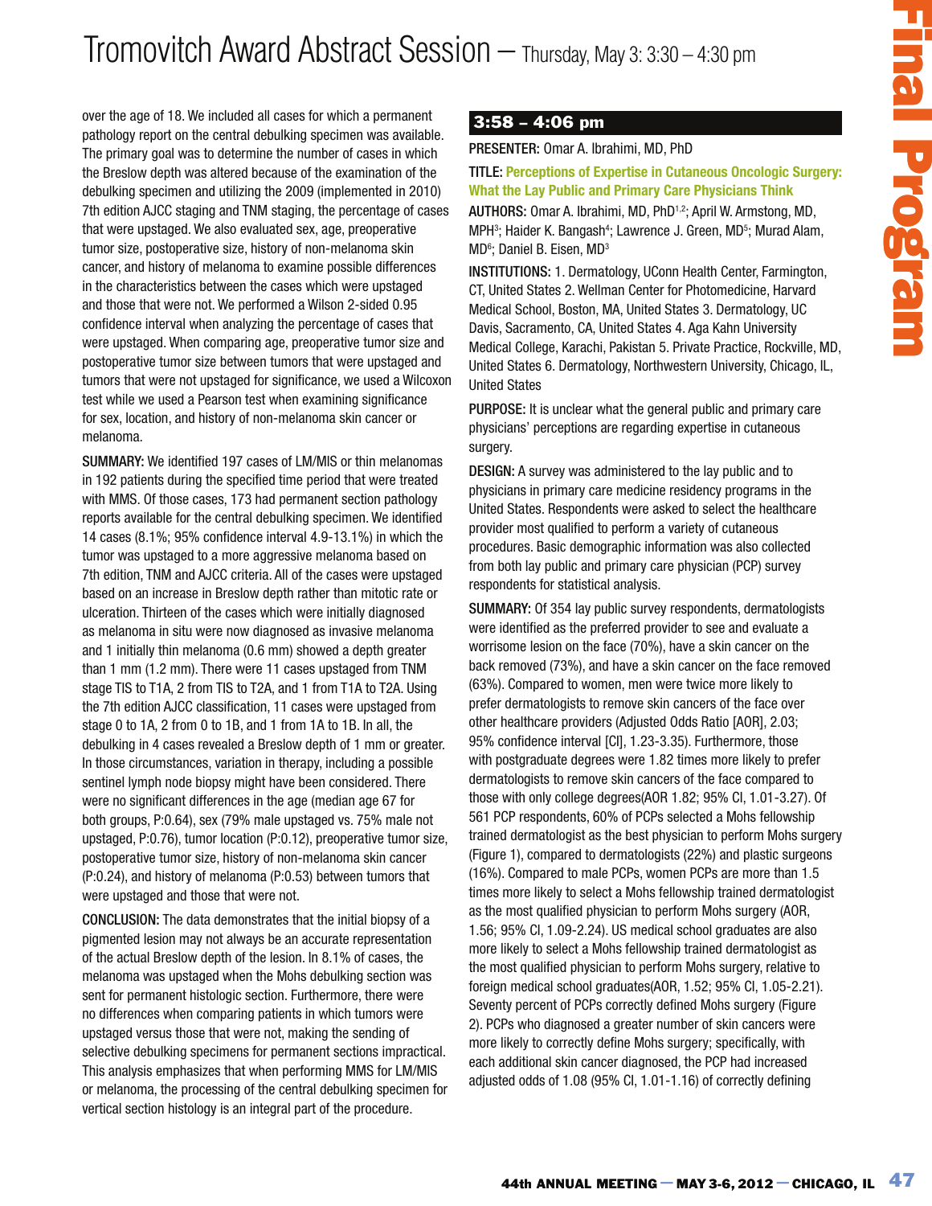over the age of 18. We included all cases for which a permanent pathology report on the central debulking specimen was available. The primary goal was to determine the number of cases in which the Breslow depth was altered because of the examination of the debulking specimen and utilizing the 2009 (implemented in 2010) 7th edition AJCC staging and TNM staging, the percentage of cases that were upstaged. We also evaluated sex, age, preoperative tumor size, postoperative size, history of non-melanoma skin cancer, and history of melanoma to examine possible differences in the characteristics between the cases which were upstaged and those that were not. We performed a Wilson 2-sided 0.95 confidence interval when analyzing the percentage of cases that were upstaged. When comparing age, preoperative tumor size and postoperative tumor size between tumors that were upstaged and tumors that were not upstaged for significance, we used a Wilcoxon test while we used a Pearson test when examining significance for sex, location, and history of non-melanoma skin cancer or melanoma.

**SUMMARY:** We identified 197 cases of LM/MIS or thin melanomas in 192 patients during the specified time period that were treated with MMS. Of those cases, 173 had permanent section pathology reports available for the central debulking specimen. We identified 14 cases (8.1%; 95% confidence interval 4.9-13.1%) in which the tumor was upstaged to a more aggressive melanoma based on 7th edition, TNM and AJCC criteria. All of the cases were upstaged based on an increase in Breslow depth rather than mitotic rate or ulceration. Thirteen of the cases which were initially diagnosed as melanoma in situ were now diagnosed as invasive melanoma and 1 initially thin melanoma (0.6 mm) showed a depth greater than 1 mm (1.2 mm). There were 11 cases upstaged from TNM stage TIS to T1A, 2 from TIS to T2A, and 1 from T1A to T2A. Using the 7th edition AJCC classification, 11 cases were upstaged from stage 0 to 1A, 2 from 0 to 1B, and 1 from 1A to 1B. In all, the debulking in 4 cases revealed a Breslow depth of 1 mm or greater. In those circumstances, variation in therapy, including a possible sentinel lymph node biopsy might have been considered. There were no significant differences in the age (median age 67 for both groups, P:0.64), sex (79% male upstaged vs. 75% male not upstaged, P:0.76), tumor location (P:0.12), preoperative tumor size, postoperative tumor size, history of non-melanoma skin cancer (P:0.24), and history of melanoma (P:0.53) between tumors that were upstaged and those that were not.

**CONCLUSION:** The data demonstrates that the initial biopsy of a pigmented lesion may not always be an accurate representation of the actual Breslow depth of the lesion. In 8.1% of cases, the melanoma was upstaged when the Mohs debulking section was sent for permanent histologic section. Furthermore, there were no differences when comparing patients in which tumors were upstaged versus those that were not, making the sending of selective debulking specimens for permanent sections impractical. This analysis emphasizes that when performing MMS for LM/MIS or melanoma, the processing of the central debulking specimen for vertical section histology is an integral part of the procedure.

## 3:58 – 4:06 pm

**PRESENTER:** Omar A. Ibrahimi, MD, PhD

**TITLE: Perceptions of Expertise in Cutaneous Oncologic Surgery: What the Lay Public and Primary Care Physicians Think**

**AUTHORS:** Omar A. Ibrahimi, MD, PhD[1,2]; April W. Armstong, MD, MPH[3]; Haider K. Bangash[4]; Lawrence J. Green, MD[5]; Murad Alam, MD[6]; Daniel B. Eisen, MD[3]

**INSTITUTIONS:** 1. Dermatology, UConn Health Center, Farmington, CT, United States 2. Wellman Center for Photomedicine, Harvard Medical School, Boston, MA, United States 3. Dermatology, UC Davis, Sacramento, CA, United States 4. Aga Kahn University Medical College, Karachi, Pakistan 5. Private Practice, Rockville, MD, United States 6. Dermatology, Northwestern University, Chicago, IL, United States

**PURPOSE:** It is unclear what the general public and primary care physicians' perceptions are regarding expertise in cutaneous surgery.

**DESIGN:** A survey was administered to the lay public and to physicians in primary care medicine residency programs in the United States. Respondents were asked to select the healthcare provider most qualified to perform a variety of cutaneous procedures. Basic demographic information was also collected from both lay public and primary care physician (PCP) survey respondents for statistical analysis.

**SUMMARY:** Of 354 lay public survey respondents, dermatologists were identified as the preferred provider to see and evaluate a worrisome lesion on the face (70%), have a skin cancer on the back removed (73%), and have a skin cancer on the face removed (63%). Compared to women, men were twice more likely to prefer dermatologists to remove skin cancers of the face over other healthcare providers (Adjusted Odds Ratio [AOR], 2.03; 95% confidence interval [CI], 1.23-3.35). Furthermore, those with postgraduate degrees were 1.82 times more likely to prefer dermatologists to remove skin cancers of the face compared to those with only college degrees(AOR 1.82; 95% CI, 1.01-3.27). Of 561 PCP respondents, 60% of PCPs selected a Mohs fellowship trained dermatologist as the best physician to perform Mohs surgery (Figure 1), compared to dermatologists (22%) and plastic surgeons (16%). Compared to male PCPs, women PCPs are more than 1.5 times more likely to select a Mohs fellowship trained dermatologist as the most qualified physician to perform Mohs surgery (AOR, 1.56; 95% CI, 1.09-2.24). US medical school graduates are also more likely to select a Mohs fellowship trained dermatologist as the most qualified physician to perform Mohs surgery, relative to foreign medical school graduates(AOR, 1.52; 95% CI, 1.05-2.21). Seventy percent of PCPs correctly defined Mohs surgery (Figure 2). PCPs who diagnosed a greater number of skin cancers were more likely to correctly define Mohs surgery; specifically, with each additional skin cancer diagnosed, the PCP had increased adjusted odds of 1.08 (95% CI, 1.01-1.16) of correctly defining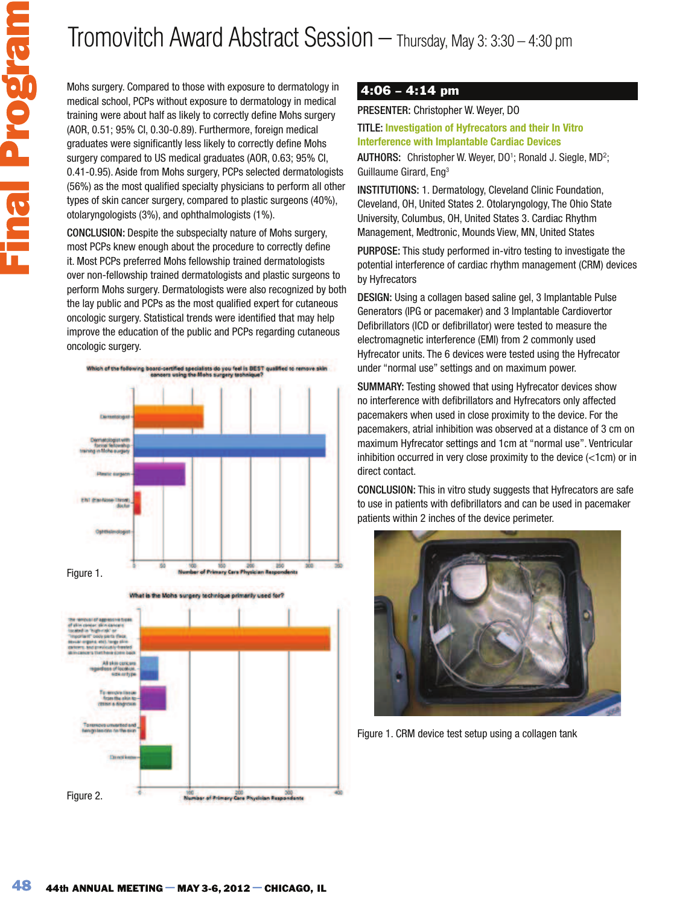# Tromovitch Award Abstract Session — Thursday, May 3: 3:30 – 4:30 pm

Mohs surgery. Compared to those with exposure to dermatology in medical school, PCPs without exposure to dermatology in medical training were about half as likely to correctly define Mohs surgery (AOR, 0.51; 95% CI, 0.30-0.89). Furthermore, foreign medical graduates were significantly less likely to correctly define Mohs surgery compared to US medical graduates (AOR, 0.63; 95% CI, 0.41-0.95). Aside from Mohs surgery, PCPs selected dermatologists (56%) as the most qualified specialty physicians to perform all other types of skin cancer surgery, compared to plastic surgeons (40%), otolaryngologists (3%), and ophthalmologists (1%).

**CONCLUSION:** Despite the subspecialty nature of Mohs surgery, most PCPs knew enough about the procedure to correctly define it. Most PCPs preferred Mohs fellowship trained dermatologists over non-fellowship trained dermatologists and plastic surgeons to perform Mohs surgery. Dermatologists were also recognized by both the lay public and PCPs as the most qualified expert for cutaneous oncologic surgery. Statistical trends were identified that may help improve the education of the public and PCPs regarding cutaneous oncologic surgery.

Figure 1.

Figure 2.

## 4:06 – 4:14 pm

**PRESENTER:** Christopher W. Weyer, DO

**TITLE:** **Investigation of Hyfrecators and their In Vitro Interference with Implantable Cardiac Devices**

**AUTHORS:** Christopher W. Weyer, DO[1]; Ronald J. Siegle, MD[2]; Guillaume Girard, Eng[3]

**INSTITUTIONS:** 1. Dermatology, Cleveland Clinic Foundation, Cleveland, OH, United States 2. Otolaryngology, The Ohio State University, Columbus, OH, United States 3. Cardiac Rhythm Management, Medtronic, Mounds View, MN, United States

**PURPOSE:** This study performed in-vitro testing to investigate the potential interference of cardiac rhythm management (CRM) devices by Hyfrecators

**DESIGN:** Using a collagen based saline gel, 3 Implantable Pulse Generators (IPG or pacemaker) and 3 Implantable Cardiovertor Defibrillators (ICD or defibrillator) were tested to measure the electromagnetic interference (EMI) from 2 commonly used Hyfrecator units. The 6 devices were tested using the Hyfrecator under "normal use" settings and on maximum power.

**SUMMARY:** Testing showed that using Hyfrecator devices show no interference with defibrillators and Hyfrecators only affected pacemakers when used in close proximity to the device. For the pacemakers, atrial inhibition was observed at a distance of 3 cm on maximum Hyfrecator settings and 1cm at "normal use". Ventricular inhibition occurred in very close proximity to the device (<1cm) or in direct contact.

**CONCLUSION:** This in vitro study suggests that Hyfrecators are safe to use in patients with defibrillators and can be used in pacemaker patients within 2 inches of the device perimeter.

Figure 1. CRM device test setup using a collagen tank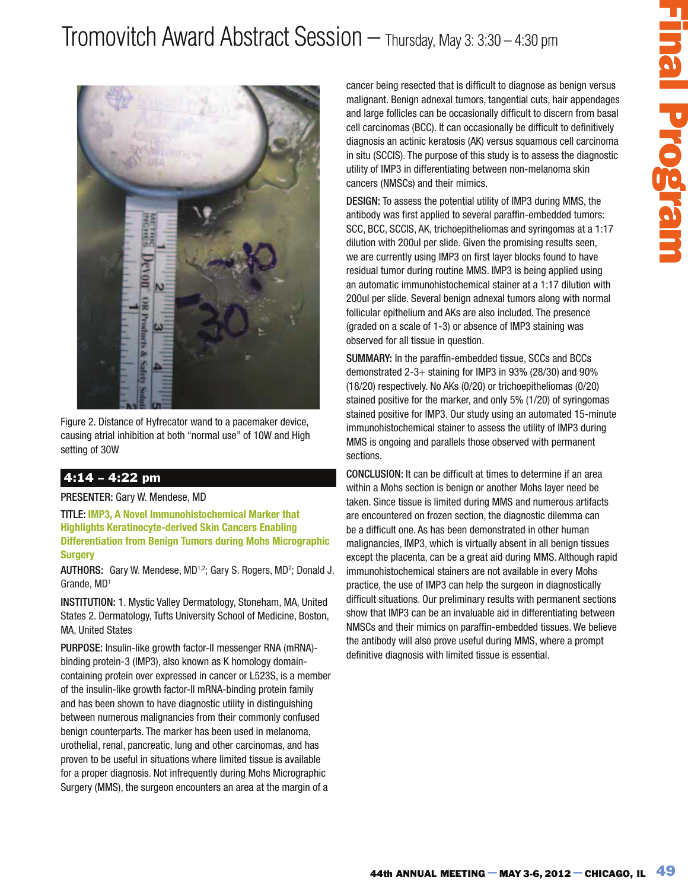# Tromovitch Award Abstract Session — Thursday, May 3: 3:30 – 4:30 pm

Figure 2. Distance of Hyfrecator wand to a pacemaker device, causing atrial inhibition at both "normal use" of 10W and High setting of 30W

## 4:14 – 4:22 pm

**PRESENTER:** Gary W. Mendese, MD

**TITLE:** **IMP3, A Novel Immunohistochemical Marker that Highlights Keratinocyte-derived Skin Cancers Enabling Differentiation from Benign Tumors during Mohs Micrographic Surgery**

**AUTHORS:** Gary W. Mendese, MD[1,2]; Gary S. Rogers, MD[2]; Donald J. Grande, MD[1]

**INSTITUTION:** 1. Mystic Valley Dermatology, Stoneham, MA, United States 2. Dermatology, Tufts University School of Medicine, Boston, MA, United States

**PURPOSE:** Insulin-like growth factor-II messenger RNA (mRNA)-binding protein-3 (IMP3), also known as K homology domain-containing protein over expressed in cancer or L523S, is a member of the insulin-like growth factor-II mRNA-binding protein family and has been shown to have diagnostic utility in distinguishing between numerous malignancies from their commonly confused benign counterparts. The marker has been used in melanoma, urothelial, renal, pancreatic, lung and other carcinomas, and has proven to be useful in situations where limited tissue is available for a proper diagnosis. Not infrequently during Mohs Micrographic Surgery (MMS), the surgeon encounters an area at the margin of a cancer being resected that is difficult to diagnose as benign versus malignant. Benign adnexal tumors, tangential cuts, hair appendages and large follicles can be occasionally difficult to discern from basal cell carcinomas (BCC). It can occasionally be difficult to definitively diagnosis an actinic keratosis (AK) versus squamous cell carcinoma in situ (SCCIS). The purpose of this study is to assess the diagnostic utility of IMP3 in differentiating between non-melanoma skin cancers (NMSCs) and their mimics.

**DESIGN:** To assess the potential utility of IMP3 during MMS, the antibody was first applied to several paraffin-embedded tumors: SCC, BCC, SCCIS, AK, trichoepitheliomas and syringomas at a 1:17 dilution with 200ul per slide. Given the promising results seen, we are currently using IMP3 on first layer blocks found to have residual tumor during routine MMS. IMP3 is being applied using an automatic immunohistochemical stainer at a 1:17 dilution with 200ul per slide. Several benign adnexal tumors along with normal follicular epithelium and AKs are also included. The presence (graded on a scale of 1-3) or absence of IMP3 staining was observed for all tissue in question.

**SUMMARY:** In the paraffin-embedded tissue, SCCs and BCCs demonstrated 2-3+ staining for IMP3 in 93% (28/30) and 90% (18/20) respectively. No AKs (0/20) or trichoepitheliomas (0/20) stained positive for the marker, and only 5% (1/20) of syringomas stained positive for IMP3. Our study using an automated 15-minute immunohistochemical stainer to assess the utility of IMP3 during MMS is ongoing and parallels those observed with permanent sections.

**CONCLUSION:** It can be difficult at times to determine if an area within a Mohs section is benign or another Mohs layer need be taken. Since tissue is limited during MMS and numerous artifacts are encountered on frozen section, the diagnostic dilemma can be a difficult one. As has been demonstrated in other human malignancies, IMP3, which is virtually absent in all benign tissues except the placenta, can be a great aid during MMS. Although rapid immunohistochemical stainers are not available in every Mohs practice, the use of IMP3 can help the surgeon in diagnostically difficult situations. Our preliminary results with permanent sections show that IMP3 can be an invaluable aid in differentiating between NMSCs and their mimics on paraffin-embedded tissues. We believe the antibody will also prove useful during MMS, where a prompt definitive diagnosis with limited tissue is essential.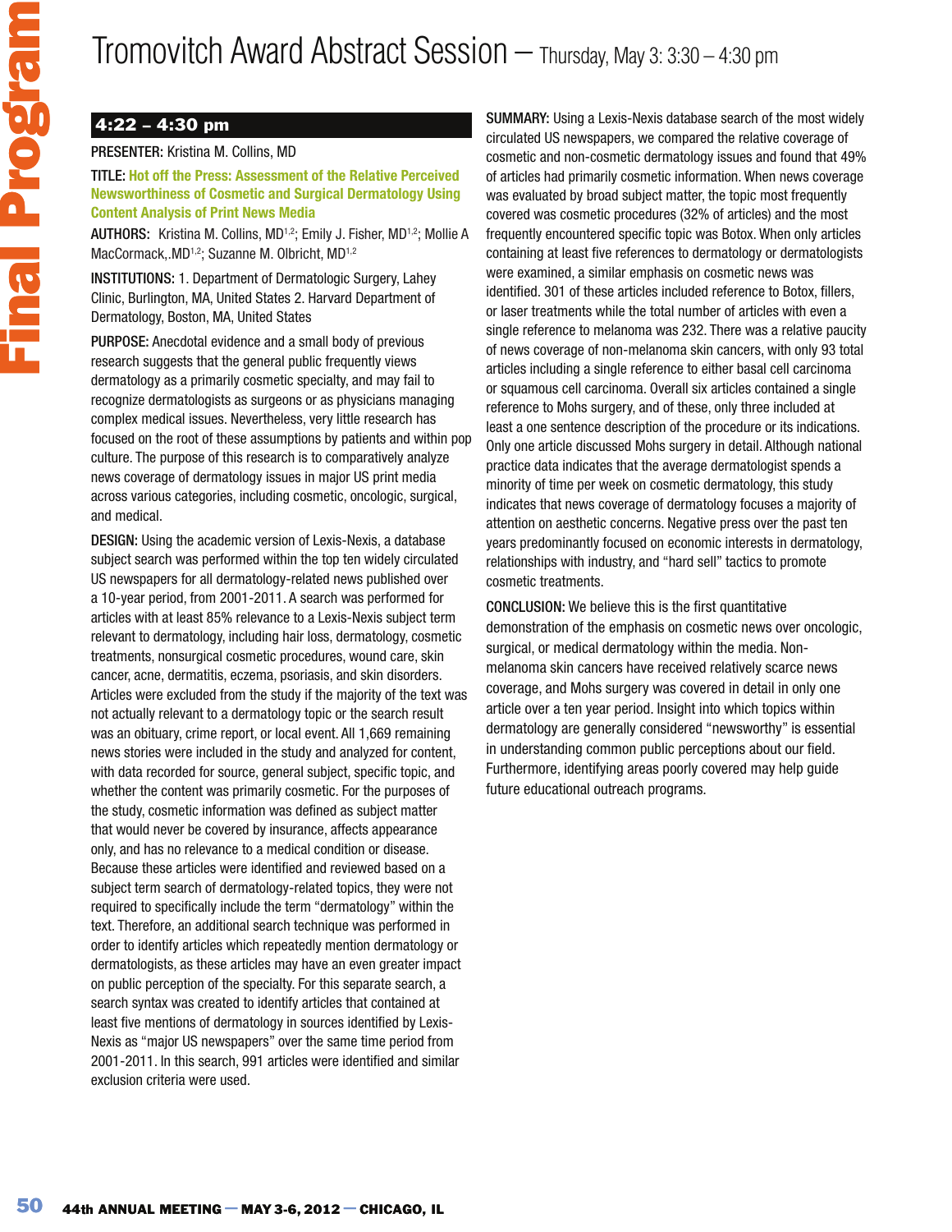# Tromovitch Award Abstract Session — Thursday, May 3: 3:30 – 4:30 pm

## 4:22 – 4:30 pm

PRESENTER: Kristina M. Collins, MD

TITLE: **Hot off the Press: Assessment of the Relative Perceived Newsworthiness of Cosmetic and Surgical Dermatology Using Content Analysis of Print News Media**

AUTHORS: Kristina M. Collins, MD[1,2]; Emily J. Fisher, MD[1,2]; Mollie A MacCormack,.MD[1,2]; Suzanne M. Olbricht, MD[1,2]

INSTITUTIONS: 1. Department of Dermatologic Surgery, Lahey Clinic, Burlington, MA, United States 2. Harvard Department of Dermatology, Boston, MA, United States

PURPOSE: Anecdotal evidence and a small body of previous research suggests that the general public frequently views dermatology as a primarily cosmetic specialty, and may fail to recognize dermatologists as surgeons or as physicians managing complex medical issues. Nevertheless, very little research has focused on the root of these assumptions by patients and within pop culture. The purpose of this research is to comparatively analyze news coverage of dermatology issues in major US print media across various categories, including cosmetic, oncologic, surgical, and medical.

DESIGN: Using the academic version of Lexis-Nexis, a database subject search was performed within the top ten widely circulated US newspapers for all dermatology-related news published over a 10-year period, from 2001-2011. A search was performed for articles with at least 85% relevance to a Lexis-Nexis subject term relevant to dermatology, including hair loss, dermatology, cosmetic treatments, nonsurgical cosmetic procedures, wound care, skin cancer, acne, dermatitis, eczema, psoriasis, and skin disorders. Articles were excluded from the study if the majority of the text was not actually relevant to a dermatology topic or the search result was an obituary, crime report, or local event. All 1,669 remaining news stories were included in the study and analyzed for content, with data recorded for source, general subject, specific topic, and whether the content was primarily cosmetic. For the purposes of the study, cosmetic information was defined as subject matter that would never be covered by insurance, affects appearance only, and has no relevance to a medical condition or disease. Because these articles were identified and reviewed based on a subject term search of dermatology-related topics, they were not required to specifically include the term "dermatology" within the text. Therefore, an additional search technique was performed in order to identify articles which repeatedly mention dermatology or dermatologists, as these articles may have an even greater impact on public perception of the specialty. For this separate search, a search syntax was created to identify articles that contained at least five mentions of dermatology in sources identified by Lexis-Nexis as "major US newspapers" over the same time period from 2001-2011. In this search, 991 articles were identified and similar exclusion criteria were used.

SUMMARY: Using a Lexis-Nexis database search of the most widely circulated US newspapers, we compared the relative coverage of cosmetic and non-cosmetic dermatology issues and found that 49% of articles had primarily cosmetic information. When news coverage was evaluated by broad subject matter, the topic most frequently covered was cosmetic procedures (32% of articles) and the most frequently encountered specific topic was Botox. When only articles containing at least five references to dermatology or dermatologists were examined, a similar emphasis on cosmetic news was identified. 301 of these articles included reference to Botox, fillers, or laser treatments while the total number of articles with even a single reference to melanoma was 232. There was a relative paucity of news coverage of non-melanoma skin cancers, with only 93 total articles including a single reference to either basal cell carcinoma or squamous cell carcinoma. Overall six articles contained a single reference to Mohs surgery, and of these, only three included at least a one sentence description of the procedure or its indications. Only one article discussed Mohs surgery in detail. Although national practice data indicates that the average dermatologist spends a minority of time per week on cosmetic dermatology, this study indicates that news coverage of dermatology focuses a majority of attention on aesthetic concerns. Negative press over the past ten years predominantly focused on economic interests in dermatology, relationships with industry, and "hard sell" tactics to promote cosmetic treatments.

CONCLUSION: We believe this is the first quantitative demonstration of the emphasis on cosmetic news over oncologic, surgical, or medical dermatology within the media. Non-melanoma skin cancers have received relatively scarce news coverage, and Mohs surgery was covered in detail in only one article over a ten year period. Insight into which topics within dermatology are generally considered "newsworthy" is essential in understanding common public perceptions about our field. Furthermore, identifying areas poorly covered may help guide future educational outreach programs.